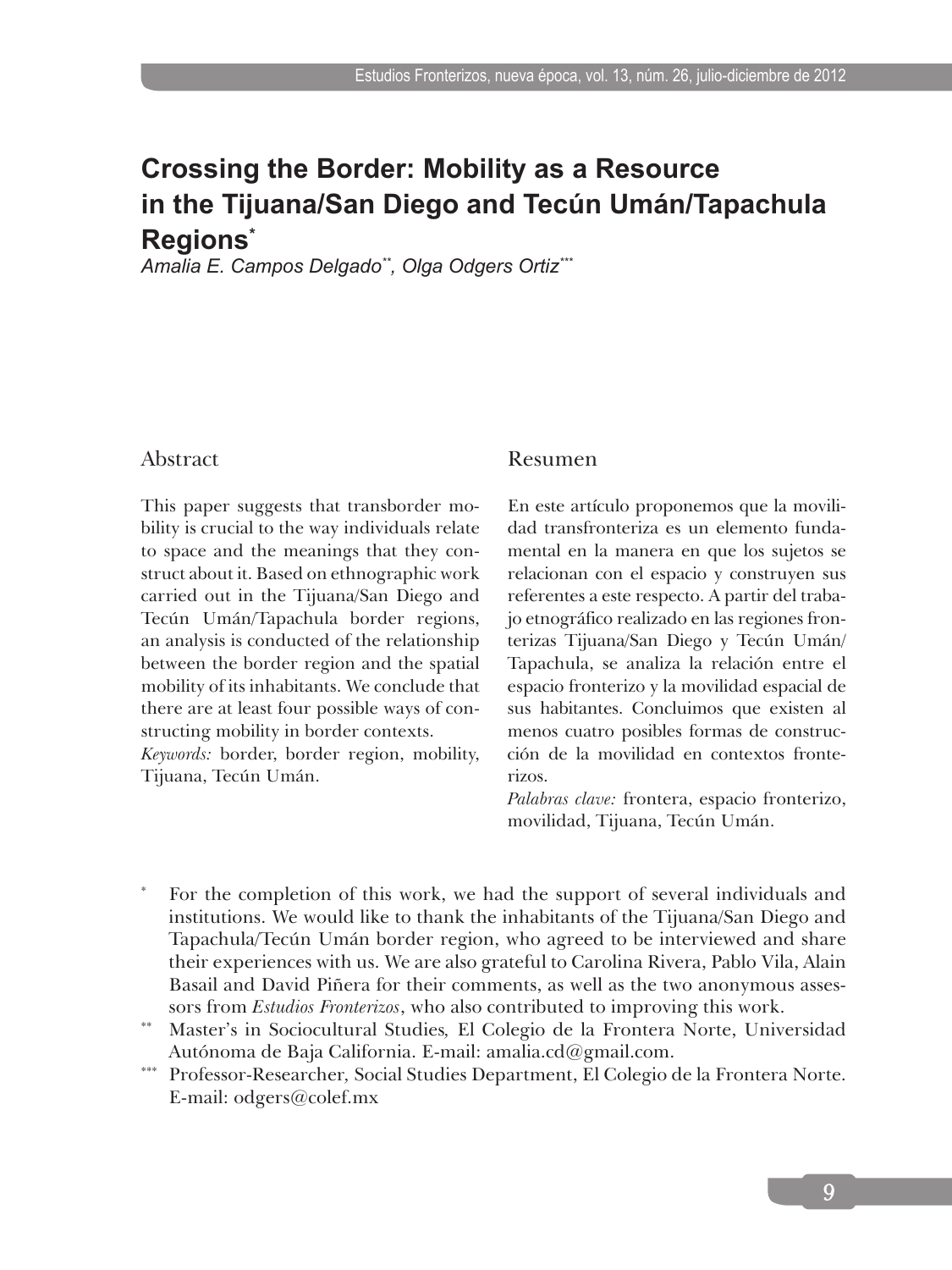# Crossing the Border: Mobility as a Resource in the Tijuana/San Diego and Tecún Umán/Tapachula Regions[*]

*Amalia E. Campos Delgado[**], Olga Odgers Ortiz[***]*

## Abstract

This paper suggests that transborder mobility is crucial to the way individuals relate to space and the meanings that they construct about it. Based on ethnographic work carried out in the Tijuana/San Diego and Tecún Umán/Tapachula border regions, an analysis is conducted of the relationship between the border region and the spatial mobility of its inhabitants. We conclude that there are at least four possible ways of constructing mobility in border contexts.

*Keywords:* border, border region, mobility, Tijuana, Tecún Umán.

## Resumen

En este artículo proponemos que la movilidad transfronteriza es un elemento fundamental en la manera en que los sujetos se relacionan con el espacio y construyen sus referentes a este respecto. A partir del trabajo etnográfico realizado en las regiones fronterizas Tijuana/San Diego y Tecún Umán/ Tapachula, se analiza la relación entre el espacio fronterizo y la movilidad espacial de sus habitantes. Concluimos que existen al menos cuatro posibles formas de construcción de la movilidad en contextos fronterizos.

*Palabras clave:* frontera, espacio fronterizo, movilidad, Tijuana, Tecún Umán.

---

[*] For the completion of this work, we had the support of several individuals and institutions. We would like to thank the inhabitants of the Tijuana/San Diego and Tapachula/Tecún Umán border region, who agreed to be interviewed and share their experiences with us. We are also grateful to Carolina Rivera, Pablo Vila, Alain Basail and David Piñera for their comments, as well as the two anonymous assessors from *Estudios Fronterizos*, who also contributed to improving this work.

[**] Master's in Sociocultural Studies, El Colegio de la Frontera Norte, Universidad Autónoma de Baja California. E-mail: amalia.cd@gmail.com.

[***] Professor-Researcher, Social Studies Department, El Colegio de la Frontera Norte. E-mail: odgers@colef.mx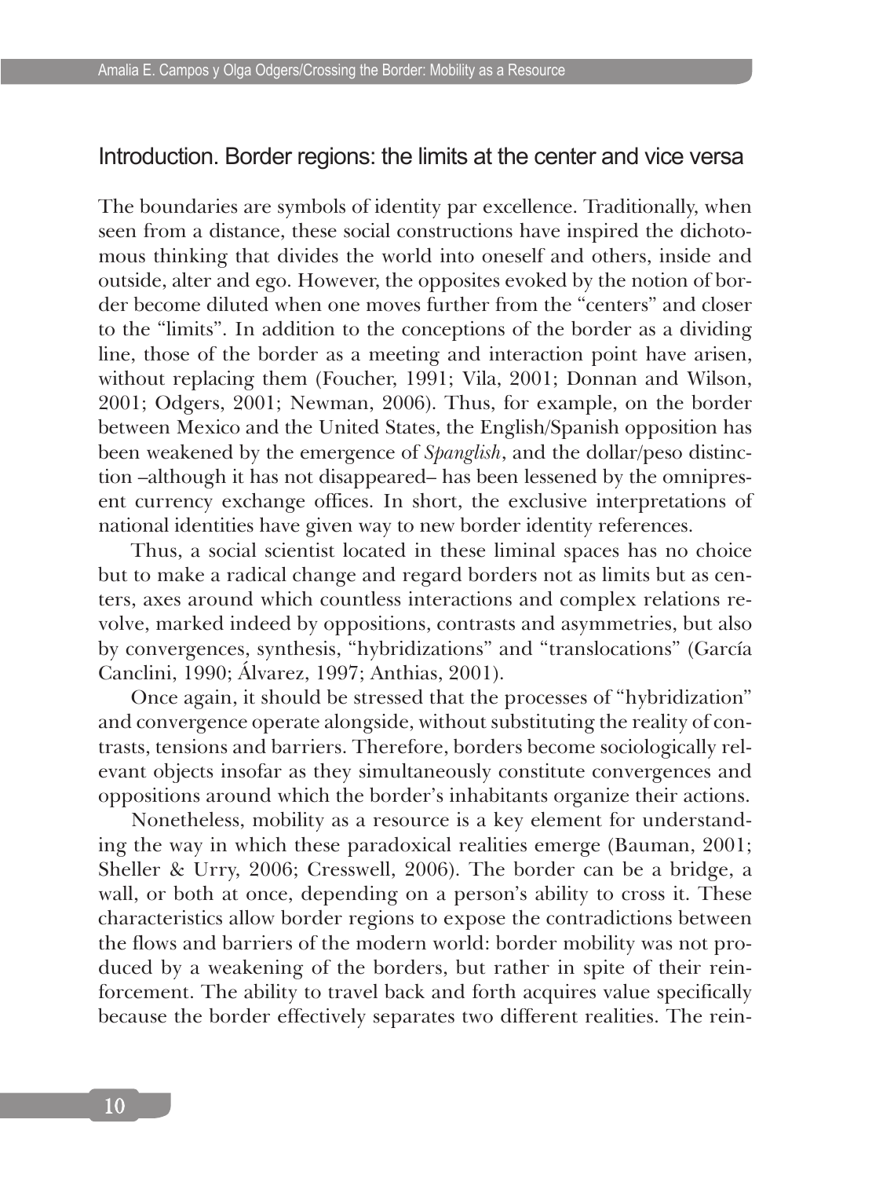## Introduction. Border regions: the limits at the center and vice versa

The boundaries are symbols of identity par excellence. Traditionally, when seen from a distance, these social constructions have inspired the dichotomous thinking that divides the world into oneself and others, inside and outside, alter and ego. However, the opposites evoked by the notion of border become diluted when one moves further from the "centers" and closer to the "limits". In addition to the conceptions of the border as a dividing line, those of the border as a meeting and interaction point have arisen, without replacing them (Foucher, 1991; Vila, 2001; Donnan and Wilson, 2001; Odgers, 2001; Newman, 2006). Thus, for example, on the border between Mexico and the United States, the English/Spanish opposition has been weakened by the emergence of *Spanglish*, and the dollar/peso distinction –although it has not disappeared– has been lessened by the omnipresent currency exchange offices. In short, the exclusive interpretations of national identities have given way to new border identity references.

Thus, a social scientist located in these liminal spaces has no choice but to make a radical change and regard borders not as limits but as centers, axes around which countless interactions and complex relations revolve, marked indeed by oppositions, contrasts and asymmetries, but also by convergences, synthesis, "hybridizations" and "translocations" (García Canclini, 1990; Álvarez, 1997; Anthias, 2001).

Once again, it should be stressed that the processes of "hybridization" and convergence operate alongside, without substituting the reality of contrasts, tensions and barriers. Therefore, borders become sociologically relevant objects insofar as they simultaneously constitute convergences and oppositions around which the border's inhabitants organize their actions.

Nonetheless, mobility as a resource is a key element for understanding the way in which these paradoxical realities emerge (Bauman, 2001; Sheller & Urry, 2006; Cresswell, 2006). The border can be a bridge, a wall, or both at once, depending on a person's ability to cross it. These characteristics allow border regions to expose the contradictions between the flows and barriers of the modern world: border mobility was not produced by a weakening of the borders, but rather in spite of their reinforcement. The ability to travel back and forth acquires value specifically because the border effectively separates two different realities. The rein-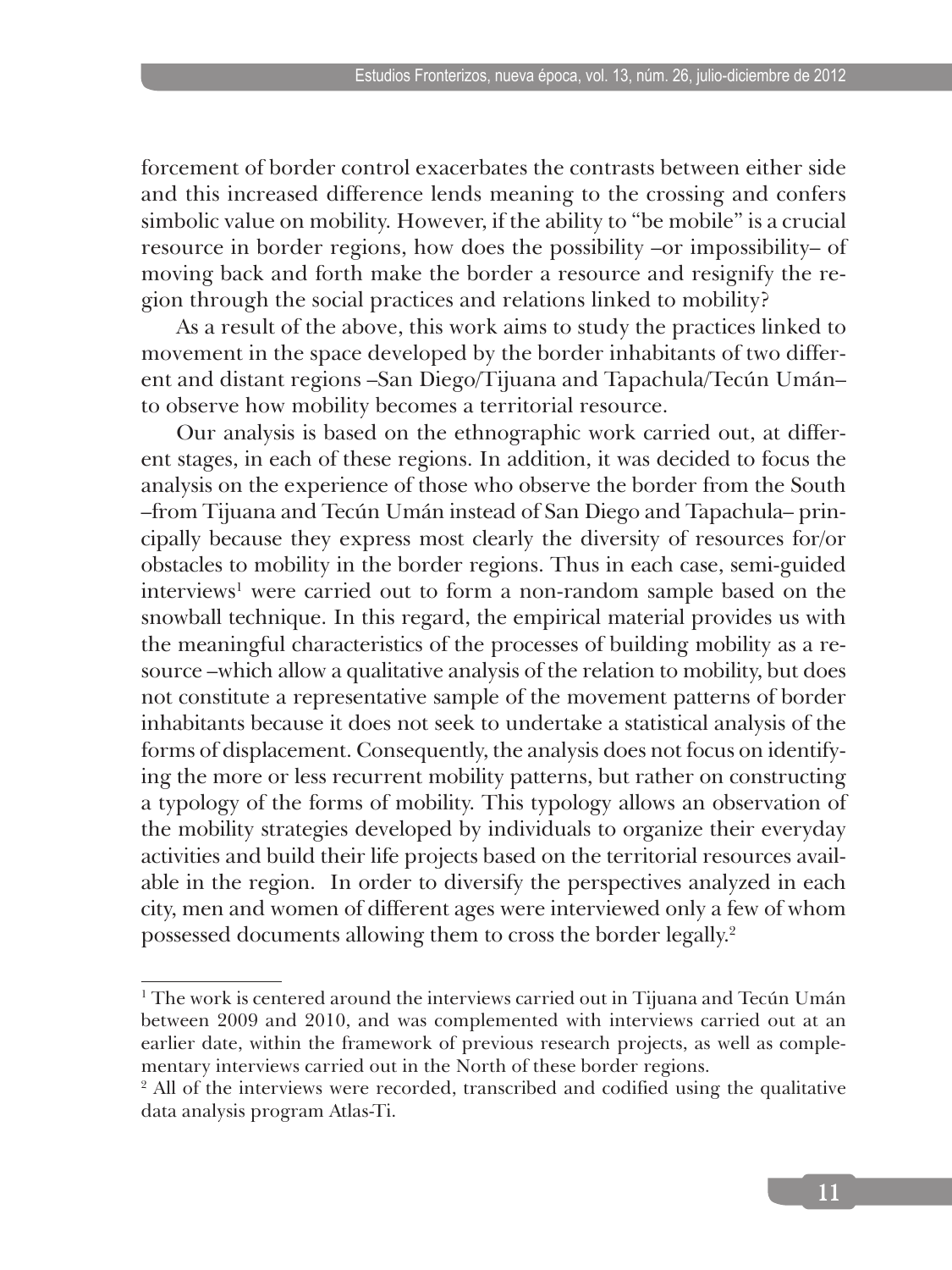forcement of border control exacerbates the contrasts between either side and this increased difference lends meaning to the crossing and confers simbolic value on mobility. However, if the ability to "be mobile" is a crucial resource in border regions, how does the possibility –or impossibility– of moving back and forth make the border a resource and resignify the region through the social practices and relations linked to mobility?

As a result of the above, this work aims to study the practices linked to movement in the space developed by the border inhabitants of two different and distant regions –San Diego/Tijuana and Tapachula/Tecún Umán– to observe how mobility becomes a territorial resource.

Our analysis is based on the ethnographic work carried out, at different stages, in each of these regions. In addition, it was decided to focus the analysis on the experience of those who observe the border from the South –from Tijuana and Tecún Umán instead of San Diego and Tapachula– principally because they express most clearly the diversity of resources for/or obstacles to mobility in the border regions. Thus in each case, semi-guided interviews[1] were carried out to form a non-random sample based on the snowball technique. In this regard, the empirical material provides us with the meaningful characteristics of the processes of building mobility as a resource –which allow a qualitative analysis of the relation to mobility, but does not constitute a representative sample of the movement patterns of border inhabitants because it does not seek to undertake a statistical analysis of the forms of displacement. Consequently, the analysis does not focus on identifying the more or less recurrent mobility patterns, but rather on constructing a typology of the forms of mobility. This typology allows an observation of the mobility strategies developed by individuals to organize their everyday activities and build their life projects based on the territorial resources available in the region. In order to diversify the perspectives analyzed in each city, men and women of different ages were interviewed only a few of whom possessed documents allowing them to cross the border legally.[2]

---

[1] The work is centered around the interviews carried out in Tijuana and Tecún Umán between 2009 and 2010, and was complemented with interviews carried out at an earlier date, within the framework of previous research projects, as well as complementary interviews carried out in the North of these border regions.

[2] All of the interviews were recorded, transcribed and codified using the qualitative data analysis program Atlas-Ti.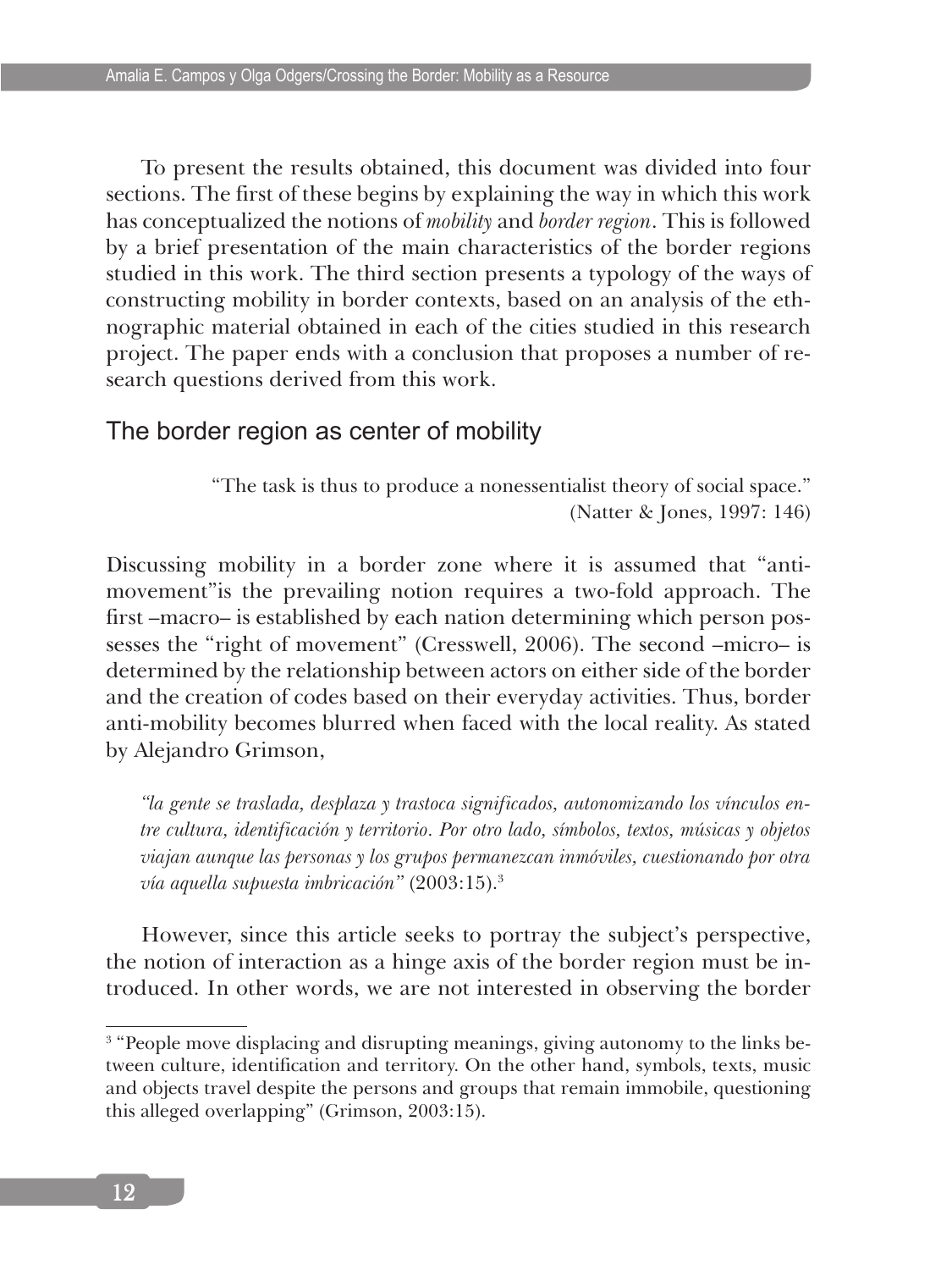To present the results obtained, this document was divided into four sections. The first of these begins by explaining the way in which this work has conceptualized the notions of *mobility* and *border region*. This is followed by a brief presentation of the main characteristics of the border regions studied in this work. The third section presents a typology of the ways of constructing mobility in border contexts, based on an analysis of the ethnographic material obtained in each of the cities studied in this research project. The paper ends with a conclusion that proposes a number of research questions derived from this work.

## The border region as center of mobility

> "The task is thus to produce a nonessentialist theory of social space."
> (Natter & Jones, 1997: 146)

Discussing mobility in a border zone where it is assumed that "anti-movement"is the prevailing notion requires a two-fold approach. The first –macro– is established by each nation determining which person possesses the "right of movement" (Cresswell, 2006). The second –micro– is determined by the relationship between actors on either side of the border and the creation of codes based on their everyday activities. Thus, border anti-mobility becomes blurred when faced with the local reality. As stated by Alejandro Grimson,

> *"la gente se traslada, desplaza y trastoca significados, autonomizando los vínculos entre cultura, identificación y territorio. Por otro lado, símbolos, textos, músicas y objetos viajan aunque las personas y los grupos permanezcan inmóviles, cuestionando por otra vía aquella supuesta imbricación"* (2003:15).[3]

However, since this article seeks to portray the subject's perspective, the notion of interaction as a hinge axis of the border region must be introduced. In other words, we are not interested in observing the border

---

[3] "People move displacing and disrupting meanings, giving autonomy to the links between culture, identification and territory. On the other hand, symbols, texts, music and objects travel despite the persons and groups that remain immobile, questioning this alleged overlapping" (Grimson, 2003:15).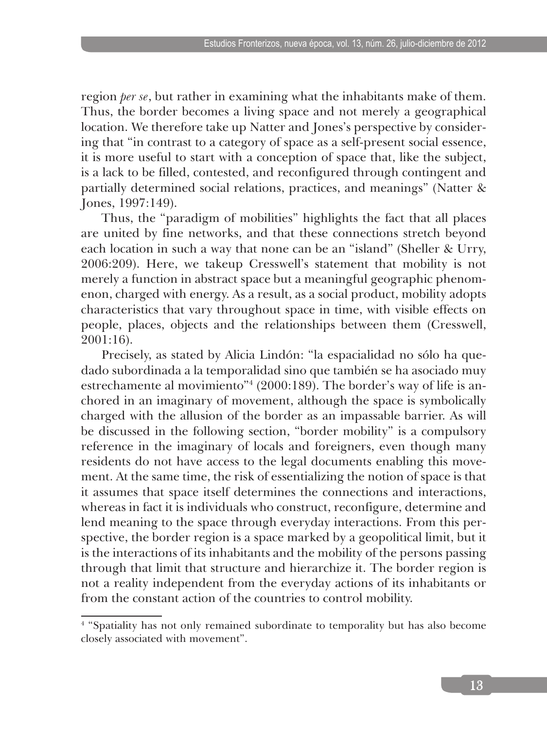region *per se*, but rather in examining what the inhabitants make of them. Thus, the border becomes a living space and not merely a geographical location. We therefore take up Natter and Jones's perspective by considering that "in contrast to a category of space as a self-present social essence, it is more useful to start with a conception of space that, like the subject, is a lack to be filled, contested, and reconfigured through contingent and partially determined social relations, practices, and meanings" (Natter & Jones, 1997:149).

Thus, the "paradigm of mobilities" highlights the fact that all places are united by fine networks, and that these connections stretch beyond each location in such a way that none can be an "island" (Sheller & Urry, 2006:209). Here, we takeup Cresswell's statement that mobility is not merely a function in abstract space but a meaningful geographic phenomenon, charged with energy. As a result, as a social product, mobility adopts characteristics that vary throughout space in time, with visible effects on people, places, objects and the relationships between them (Cresswell, 2001:16).

Precisely, as stated by Alicia Lindón: "la espacialidad no sólo ha quedado subordinada a la temporalidad sino que también se ha asociado muy estrechamente al movimiento"[4] (2000:189). The border's way of life is anchored in an imaginary of movement, although the space is symbolically charged with the allusion of the border as an impassable barrier. As will be discussed in the following section, "border mobility" is a compulsory reference in the imaginary of locals and foreigners, even though many residents do not have access to the legal documents enabling this movement. At the same time, the risk of essentializing the notion of space is that it assumes that space itself determines the connections and interactions, whereas in fact it is individuals who construct, reconfigure, determine and lend meaning to the space through everyday interactions. From this perspective, the border region is a space marked by a geopolitical limit, but it is the interactions of its inhabitants and the mobility of the persons passing through that limit that structure and hierarchize it. The border region is not a reality independent from the everyday actions of its inhabitants or from the constant action of the countries to control mobility.

[4] "Spatiality has not only remained subordinate to temporality but has also become closely associated with movement".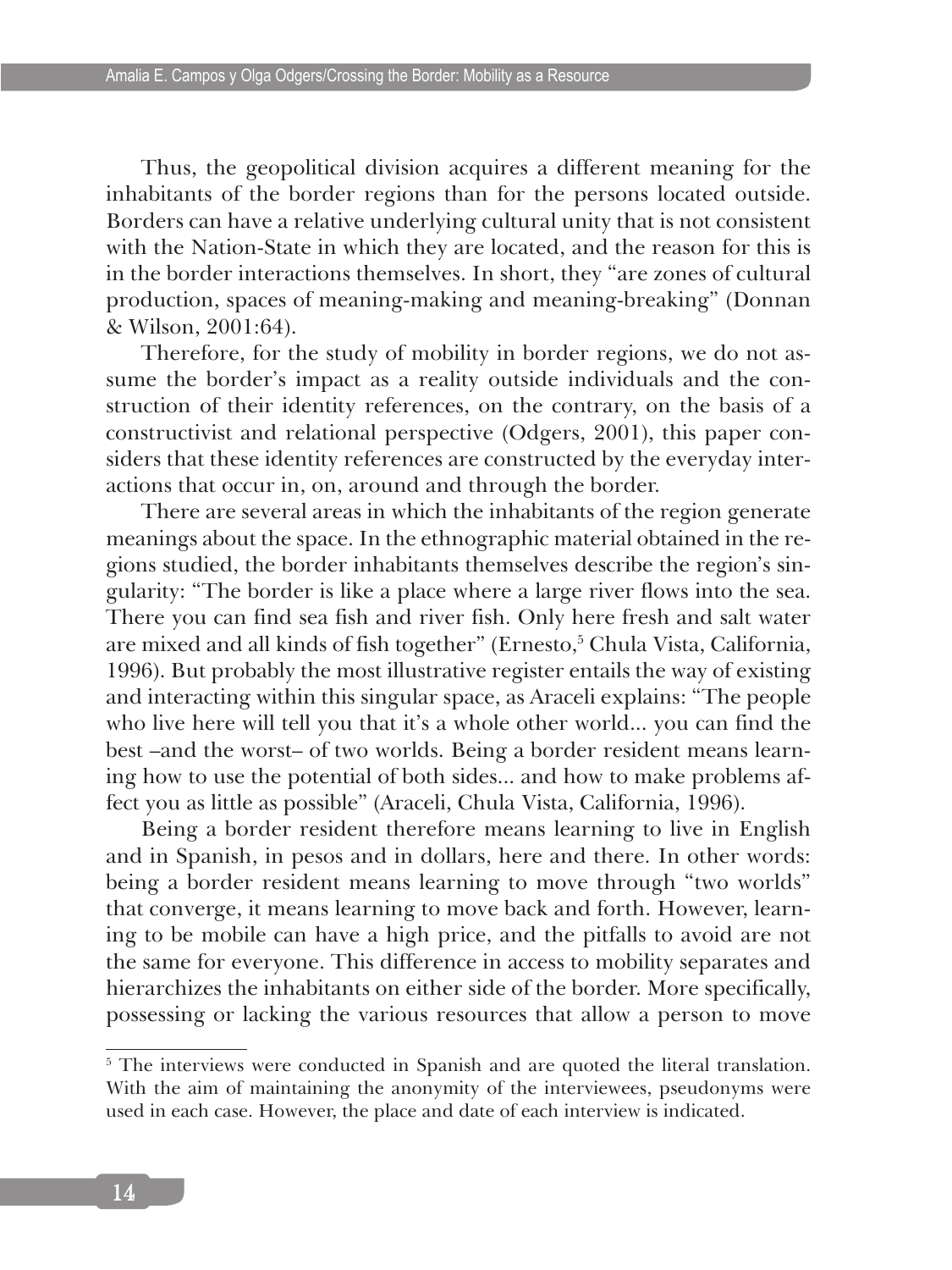Thus, the geopolitical division acquires a different meaning for the inhabitants of the border regions than for the persons located outside. Borders can have a relative underlying cultural unity that is not consistent with the Nation-State in which they are located, and the reason for this is in the border interactions themselves. In short, they "are zones of cultural production, spaces of meaning-making and meaning-breaking" (Donnan & Wilson, 2001:64).

Therefore, for the study of mobility in border regions, we do not assume the border's impact as a reality outside individuals and the construction of their identity references, on the contrary, on the basis of a constructivist and relational perspective (Odgers, 2001), this paper considers that these identity references are constructed by the everyday interactions that occur in, on, around and through the border.

There are several areas in which the inhabitants of the region generate meanings about the space. In the ethnographic material obtained in the regions studied, the border inhabitants themselves describe the region's singularity: "The border is like a place where a large river flows into the sea. There you can find sea fish and river fish. Only here fresh and salt water are mixed and all kinds of fish together" (Ernesto,[5] Chula Vista, California, 1996). But probably the most illustrative register entails the way of existing and interacting within this singular space, as Araceli explains: "The people who live here will tell you that it's a whole other world... you can find the best –and the worst– of two worlds. Being a border resident means learning how to use the potential of both sides... and how to make problems affect you as little as possible" (Araceli, Chula Vista, California, 1996).

Being a border resident therefore means learning to live in English and in Spanish, in pesos and in dollars, here and there. In other words: being a border resident means learning to move through "two worlds" that converge, it means learning to move back and forth. However, learning to be mobile can have a high price, and the pitfalls to avoid are not the same for everyone. This difference in access to mobility separates and hierarchizes the inhabitants on either side of the border. More specifically, possessing or lacking the various resources that allow a person to move

---

[5] The interviews were conducted in Spanish and are quoted the literal translation. With the aim of maintaining the anonymity of the interviewees, pseudonyms were used in each case. However, the place and date of each interview is indicated.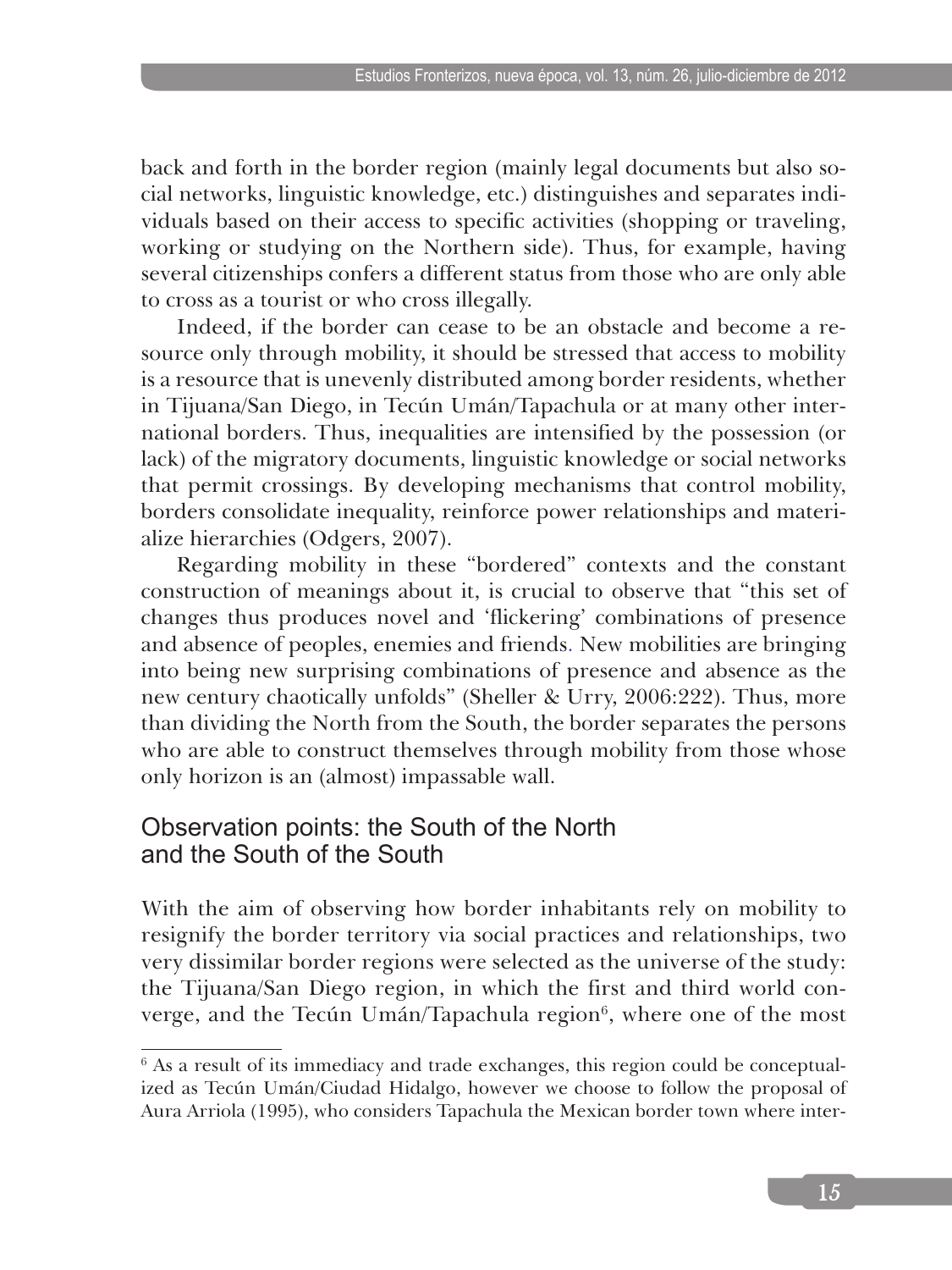back and forth in the border region (mainly legal documents but also social networks, linguistic knowledge, etc.) distinguishes and separates individuals based on their access to specific activities (shopping or traveling, working or studying on the Northern side). Thus, for example, having several citizenships confers a different status from those who are only able to cross as a tourist or who cross illegally.

Indeed, if the border can cease to be an obstacle and become a resource only through mobility, it should be stressed that access to mobility is a resource that is unevenly distributed among border residents, whether in Tijuana/San Diego, in Tecún Umán/Tapachula or at many other international borders. Thus, inequalities are intensified by the possession (or lack) of the migratory documents, linguistic knowledge or social networks that permit crossings. By developing mechanisms that control mobility, borders consolidate inequality, reinforce power relationships and materialize hierarchies (Odgers, 2007).

Regarding mobility in these "bordered" contexts and the constant construction of meanings about it, is crucial to observe that "this set of changes thus produces novel and 'flickering' combinations of presence and absence of peoples, enemies and friends. New mobilities are bringing into being new surprising combinations of presence and absence as the new century chaotically unfolds" (Sheller & Urry, 2006:222). Thus, more than dividing the North from the South, the border separates the persons who are able to construct themselves through mobility from those whose only horizon is an (almost) impassable wall.

## Observation points: the South of the North and the South of the South

With the aim of observing how border inhabitants rely on mobility to resignify the border territory via social practices and relationships, two very dissimilar border regions were selected as the universe of the study: the Tijuana/San Diego region, in which the first and third world converge, and the Tecún Umán/Tapachula region[6], where one of the most

[6] As a result of its immediacy and trade exchanges, this region could be conceptualized as Tecún Umán/Ciudad Hidalgo, however we choose to follow the proposal of Aura Arriola (1995), who considers Tapachula the Mexican border town where inter-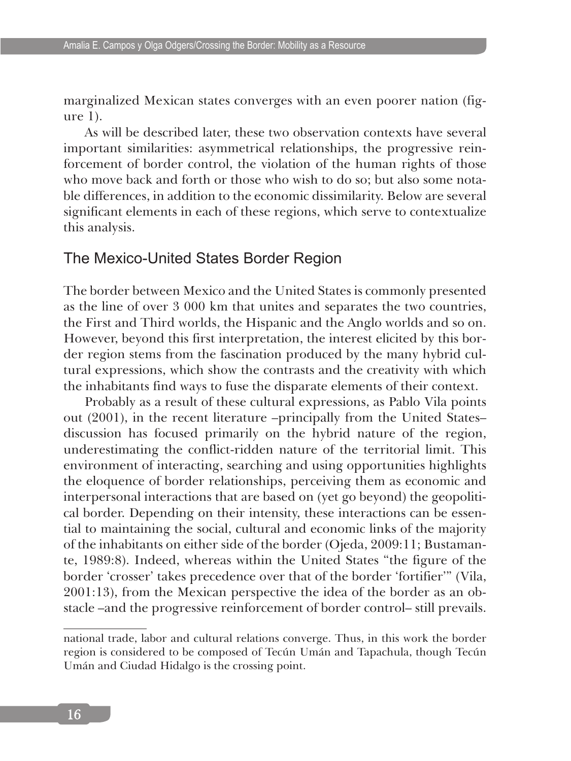marginalized Mexican states converges with an even poorer nation (figure 1).

As will be described later, these two observation contexts have several important similarities: asymmetrical relationships, the progressive reinforcement of border control, the violation of the human rights of those who move back and forth or those who wish to do so; but also some notable differences, in addition to the economic dissimilarity. Below are several significant elements in each of these regions, which serve to contextualize this analysis.

## The Mexico-United States Border Region

The border between Mexico and the United States is commonly presented as the line of over 3 000 km that unites and separates the two countries, the First and Third worlds, the Hispanic and the Anglo worlds and so on. However, beyond this first interpretation, the interest elicited by this border region stems from the fascination produced by the many hybrid cultural expressions, which show the contrasts and the creativity with which the inhabitants find ways to fuse the disparate elements of their context.

Probably as a result of these cultural expressions, as Pablo Vila points out (2001), in the recent literature –principally from the United States– discussion has focused primarily on the hybrid nature of the region, underestimating the conflict-ridden nature of the territorial limit. This environment of interacting, searching and using opportunities highlights the eloquence of border relationships, perceiving them as economic and interpersonal interactions that are based on (yet go beyond) the geopolitical border. Depending on their intensity, these interactions can be essential to maintaining the social, cultural and economic links of the majority of the inhabitants on either side of the border (Ojeda, 2009:11; Bustamante, 1989:8). Indeed, whereas within the United States "the figure of the border 'crosser' takes precedence over that of the border 'fortifier'" (Vila, 2001:13), from the Mexican perspective the idea of the border as an obstacle –and the progressive reinforcement of border control– still prevails.

---

national trade, labor and cultural relations converge. Thus, in this work the border region is considered to be composed of Tecún Umán and Tapachula, though Tecún Umán and Ciudad Hidalgo is the crossing point.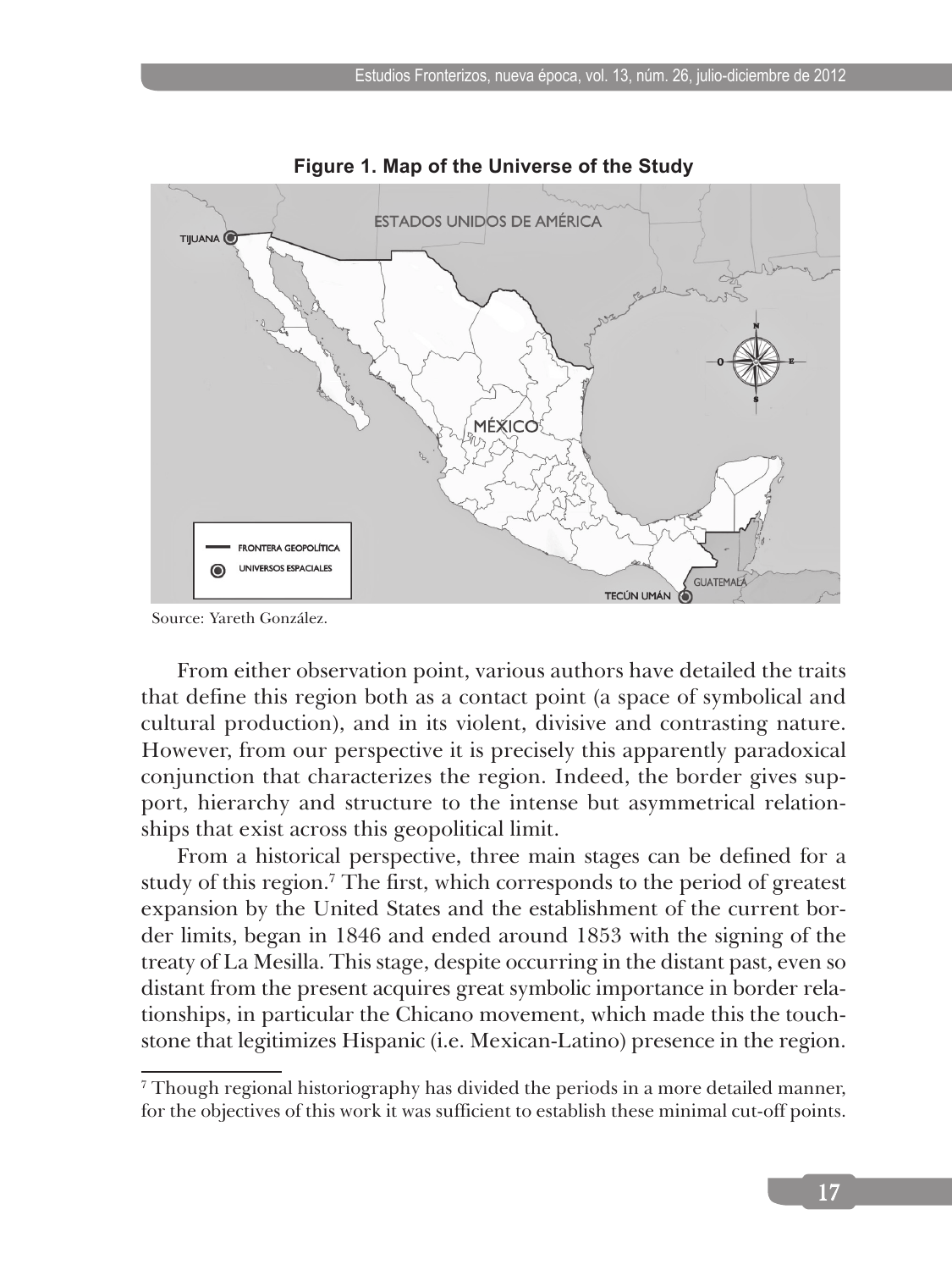**Figure 1. Map of the Universe of the Study**

Source: Yareth González.

From either observation point, various authors have detailed the traits that define this region both as a contact point (a space of symbolical and cultural production), and in its violent, divisive and contrasting nature. However, from our perspective it is precisely this apparently paradoxical conjunction that characterizes the region. Indeed, the border gives support, hierarchy and structure to the intense but asymmetrical relationships that exist across this geopolitical limit.

From a historical perspective, three main stages can be defined for a study of this region.[7] The first, which corresponds to the period of greatest expansion by the United States and the establishment of the current border limits, began in 1846 and ended around 1853 with the signing of the treaty of La Mesilla. This stage, despite occurring in the distant past, even so distant from the present acquires great symbolic importance in border relationships, in particular the Chicano movement, which made this the touchstone that legitimizes Hispanic (i.e. Mexican-Latino) presence in the region.

[7] Though regional historiography has divided the periods in a more detailed manner, for the objectives of this work it was sufficient to establish these minimal cut-off points.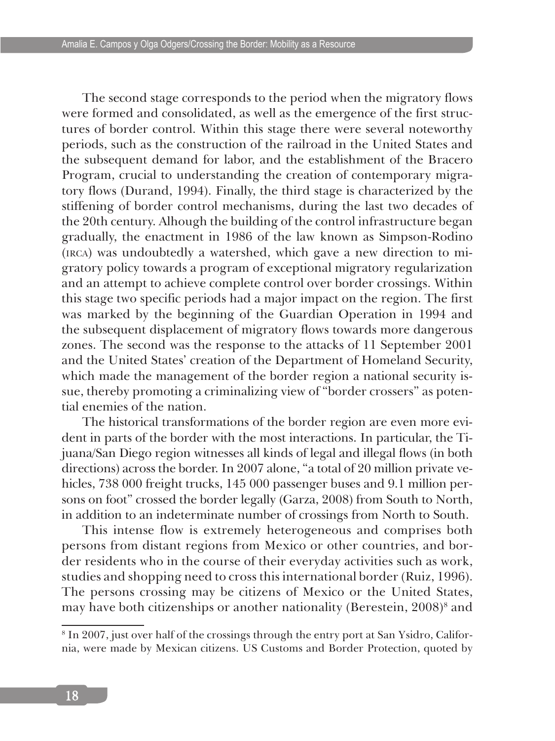The second stage corresponds to the period when the migratory flows were formed and consolidated, as well as the emergence of the first structures of border control. Within this stage there were several noteworthy periods, such as the construction of the railroad in the United States and the subsequent demand for labor, and the establishment of the Bracero Program, crucial to understanding the creation of contemporary migratory flows (Durand, 1994). Finally, the third stage is characterized by the stiffening of border control mechanisms, during the last two decades of the 20th century. Alhough the building of the control infrastructure began gradually, the enactment in 1986 of the law known as Simpson-Rodino (IRCA) was undoubtedly a watershed, which gave a new direction to migratory policy towards a program of exceptional migratory regularization and an attempt to achieve complete control over border crossings. Within this stage two specific periods had a major impact on the region. The first was marked by the beginning of the Guardian Operation in 1994 and the subsequent displacement of migratory flows towards more dangerous zones. The second was the response to the attacks of 11 September 2001 and the United States' creation of the Department of Homeland Security, which made the management of the border region a national security issue, thereby promoting a criminalizing view of "border crossers" as potential enemies of the nation.

The historical transformations of the border region are even more evident in parts of the border with the most interactions. In particular, the Tijuana/San Diego region witnesses all kinds of legal and illegal flows (in both directions) across the border. In 2007 alone, "a total of 20 million private vehicles, 738 000 freight trucks, 145 000 passenger buses and 9.1 million persons on foot" crossed the border legally (Garza, 2008) from South to North, in addition to an indeterminate number of crossings from North to South.

This intense flow is extremely heterogeneous and comprises both persons from distant regions from Mexico or other countries, and border residents who in the course of their everyday activities such as work, studies and shopping need to cross this international border (Ruiz, 1996). The persons crossing may be citizens of Mexico or the United States, may have both citizenships or another nationality (Berestein, 2008)[8] and

[8] In 2007, just over half of the crossings through the entry port at San Ysidro, California, were made by Mexican citizens. US Customs and Border Protection, quoted by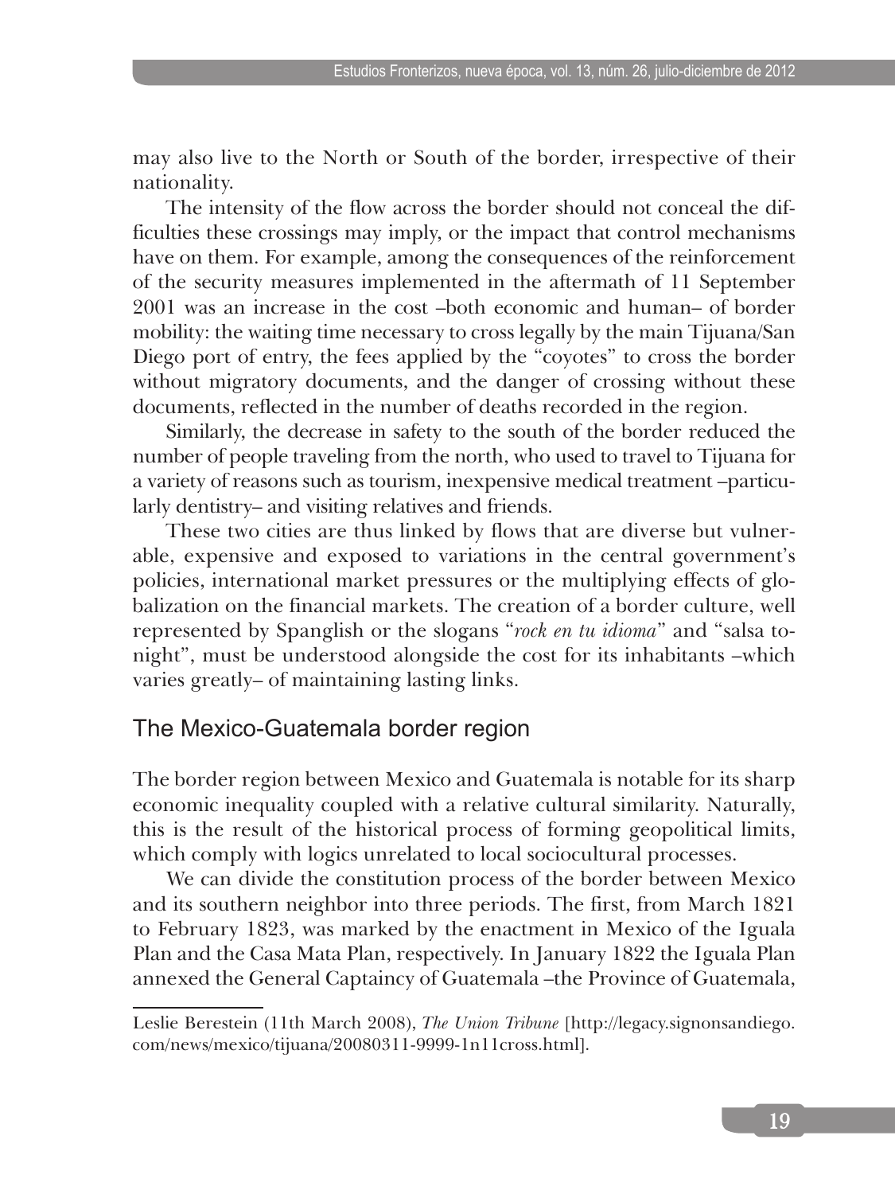may also live to the North or South of the border, irrespective of their nationality.

The intensity of the flow across the border should not conceal the difficulties these crossings may imply, or the impact that control mechanisms have on them. For example, among the consequences of the reinforcement of the security measures implemented in the aftermath of 11 September 2001 was an increase in the cost –both economic and human– of border mobility: the waiting time necessary to cross legally by the main Tijuana/San Diego port of entry, the fees applied by the "coyotes" to cross the border without migratory documents, and the danger of crossing without these documents, reflected in the number of deaths recorded in the region.

Similarly, the decrease in safety to the south of the border reduced the number of people traveling from the north, who used to travel to Tijuana for a variety of reasons such as tourism, inexpensive medical treatment –particularly dentistry– and visiting relatives and friends.

These two cities are thus linked by flows that are diverse but vulnerable, expensive and exposed to variations in the central government's policies, international market pressures or the multiplying effects of globalization on the financial markets. The creation of a border culture, well represented by Spanglish or the slogans "*rock en tu idioma*" and "salsa tonight", must be understood alongside the cost for its inhabitants –which varies greatly– of maintaining lasting links.

## The Mexico-Guatemala border region

The border region between Mexico and Guatemala is notable for its sharp economic inequality coupled with a relative cultural similarity. Naturally, this is the result of the historical process of forming geopolitical limits, which comply with logics unrelated to local sociocultural processes.

We can divide the constitution process of the border between Mexico and its southern neighbor into three periods. The first, from March 1821 to February 1823, was marked by the enactment in Mexico of the Iguala Plan and the Casa Mata Plan, respectively. In January 1822 the Iguala Plan annexed the General Captaincy of Guatemala –the Province of Guatemala,

---

Leslie Berestein (11th March 2008), *The Union Tribune* [http://legacy.signonsandiego.com/news/mexico/tijuana/20080311-9999-1n11cross.html].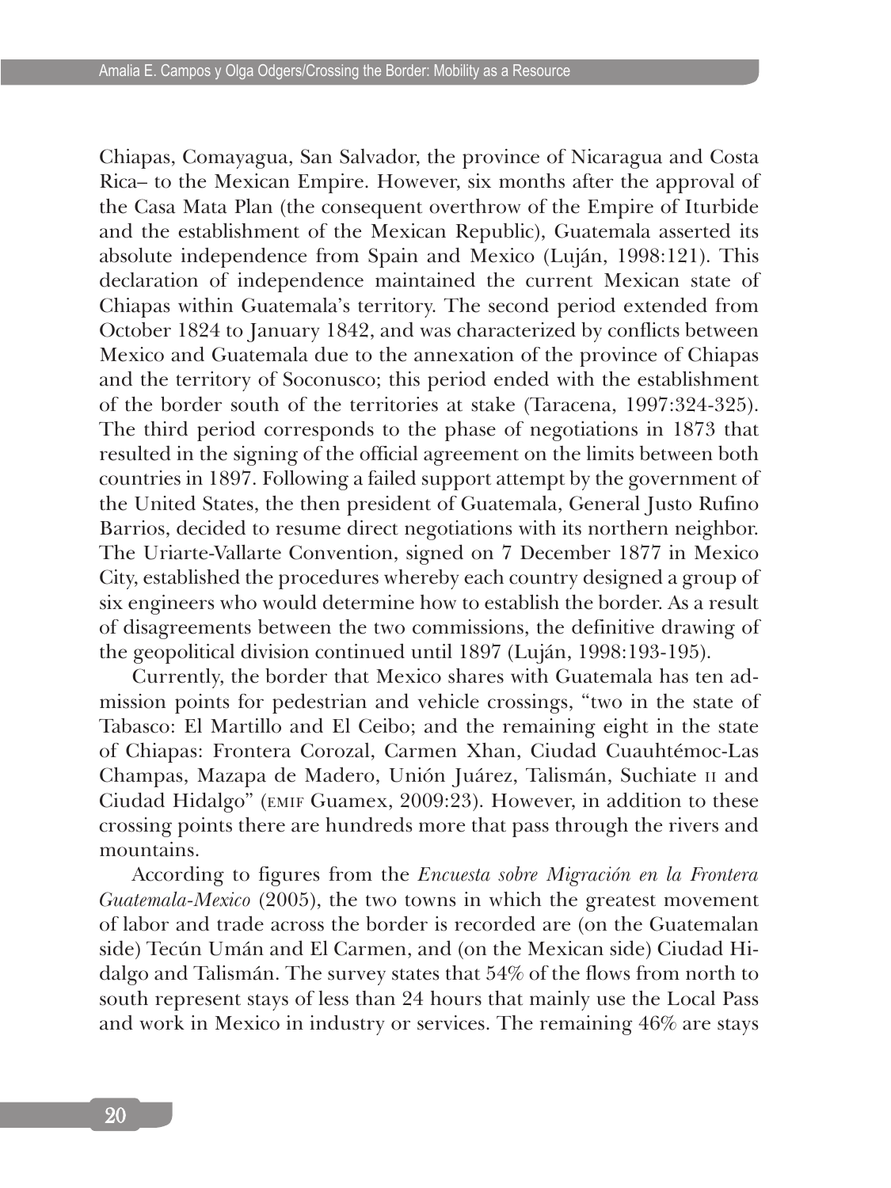Chiapas, Comayagua, San Salvador, the province of Nicaragua and Costa Rica– to the Mexican Empire. However, six months after the approval of the Casa Mata Plan (the consequent overthrow of the Empire of Iturbide and the establishment of the Mexican Republic), Guatemala asserted its absolute independence from Spain and Mexico (Luján, 1998:121). This declaration of independence maintained the current Mexican state of Chiapas within Guatemala's territory. The second period extended from October 1824 to January 1842, and was characterized by conflicts between Mexico and Guatemala due to the annexation of the province of Chiapas and the territory of Soconusco; this period ended with the establishment of the border south of the territories at stake (Taracena, 1997:324-325). The third period corresponds to the phase of negotiations in 1873 that resulted in the signing of the official agreement on the limits between both countries in 1897. Following a failed support attempt by the government of the United States, the then president of Guatemala, General Justo Rufino Barrios, decided to resume direct negotiations with its northern neighbor. The Uriarte-Vallarte Convention, signed on 7 December 1877 in Mexico City, established the procedures whereby each country designed a group of six engineers who would determine how to establish the border. As a result of disagreements between the two commissions, the definitive drawing of the geopolitical division continued until 1897 (Luján, 1998:193-195).

Currently, the border that Mexico shares with Guatemala has ten admission points for pedestrian and vehicle crossings, "two in the state of Tabasco: El Martillo and El Ceibo; and the remaining eight in the state of Chiapas: Frontera Corozal, Carmen Xhan, Ciudad Cuauhtémoc-Las Champas, Mazapa de Madero, Unión Juárez, Talismán, Suchiate II and Ciudad Hidalgo" (EMIF Guamex, 2009:23). However, in addition to these crossing points there are hundreds more that pass through the rivers and mountains.

According to figures from the *Encuesta sobre Migración en la Frontera Guatemala-Mexico* (2005), the two towns in which the greatest movement of labor and trade across the border is recorded are (on the Guatemalan side) Tecún Umán and El Carmen, and (on the Mexican side) Ciudad Hidalgo and Talismán. The survey states that 54% of the flows from north to south represent stays of less than 24 hours that mainly use the Local Pass and work in Mexico in industry or services. The remaining 46% are stays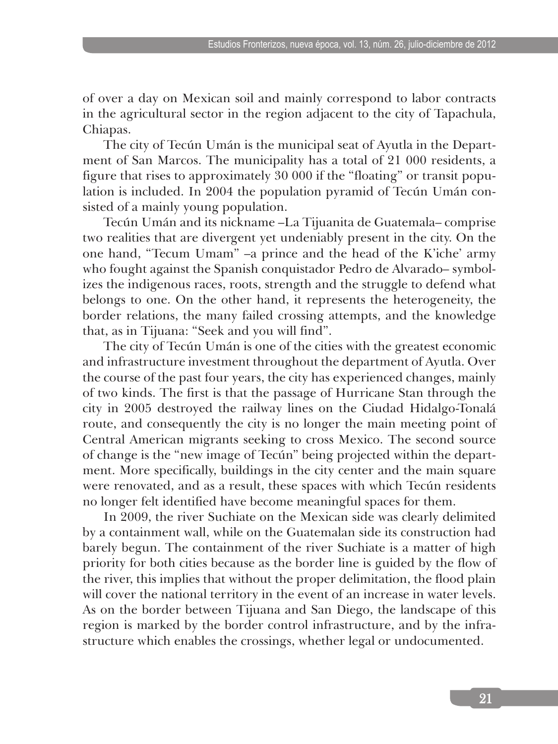of over a day on Mexican soil and mainly correspond to labor contracts in the agricultural sector in the region adjacent to the city of Tapachula, Chiapas.

The city of Tecún Umán is the municipal seat of Ayutla in the Department of San Marcos. The municipality has a total of 21 000 residents, a figure that rises to approximately 30 000 if the "floating" or transit population is included. In 2004 the population pyramid of Tecún Umán consisted of a mainly young population.

Tecún Umán and its nickname –La Tijuanita de Guatemala– comprise two realities that are divergent yet undeniably present in the city. On the one hand, "Tecum Umam" –a prince and the head of the K'iche' army who fought against the Spanish conquistador Pedro de Alvarado– symbolizes the indigenous races, roots, strength and the struggle to defend what belongs to one. On the other hand, it represents the heterogeneity, the border relations, the many failed crossing attempts, and the knowledge that, as in Tijuana: "Seek and you will find".

The city of Tecún Umán is one of the cities with the greatest economic and infrastructure investment throughout the department of Ayutla. Over the course of the past four years, the city has experienced changes, mainly of two kinds. The first is that the passage of Hurricane Stan through the city in 2005 destroyed the railway lines on the Ciudad Hidalgo-Tonalá route, and consequently the city is no longer the main meeting point of Central American migrants seeking to cross Mexico. The second source of change is the "new image of Tecún" being projected within the department. More specifically, buildings in the city center and the main square were renovated, and as a result, these spaces with which Tecún residents no longer felt identified have become meaningful spaces for them.

In 2009, the river Suchiate on the Mexican side was clearly delimited by a containment wall, while on the Guatemalan side its construction had barely begun. The containment of the river Suchiate is a matter of high priority for both cities because as the border line is guided by the flow of the river, this implies that without the proper delimitation, the flood plain will cover the national territory in the event of an increase in water levels. As on the border between Tijuana and San Diego, the landscape of this region is marked by the border control infrastructure, and by the infrastructure which enables the crossings, whether legal or undocumented.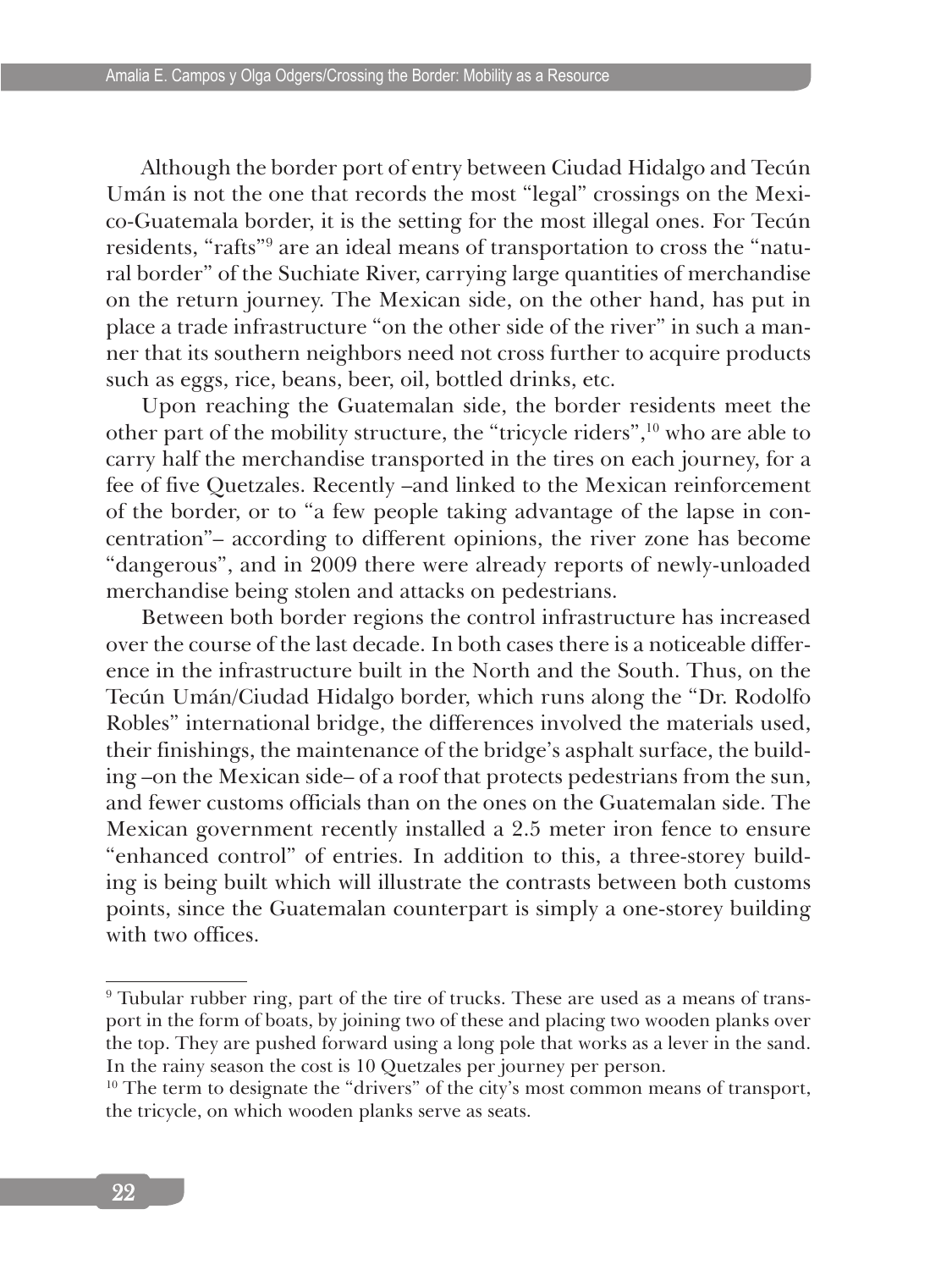Although the border port of entry between Ciudad Hidalgo and Tecún Umán is not the one that records the most "legal" crossings on the Mexico-Guatemala border, it is the setting for the most illegal ones. For Tecún residents, "rafts"[9] are an ideal means of transportation to cross the "natural border" of the Suchiate River, carrying large quantities of merchandise on the return journey. The Mexican side, on the other hand, has put in place a trade infrastructure "on the other side of the river" in such a manner that its southern neighbors need not cross further to acquire products such as eggs, rice, beans, beer, oil, bottled drinks, etc.

Upon reaching the Guatemalan side, the border residents meet the other part of the mobility structure, the "tricycle riders",[10] who are able to carry half the merchandise transported in the tires on each journey, for a fee of five Quetzales. Recently –and linked to the Mexican reinforcement of the border, or to "a few people taking advantage of the lapse in concentration"– according to different opinions, the river zone has become "dangerous", and in 2009 there were already reports of newly-unloaded merchandise being stolen and attacks on pedestrians.

Between both border regions the control infrastructure has increased over the course of the last decade. In both cases there is a noticeable difference in the infrastructure built in the North and the South. Thus, on the Tecún Umán/Ciudad Hidalgo border, which runs along the "Dr. Rodolfo Robles" international bridge, the differences involved the materials used, their finishings, the maintenance of the bridge's asphalt surface, the building –on the Mexican side– of a roof that protects pedestrians from the sun, and fewer customs officials than on the ones on the Guatemalan side. The Mexican government recently installed a 2.5 meter iron fence to ensure "enhanced control" of entries. In addition to this, a three-storey building is being built which will illustrate the contrasts between both customs points, since the Guatemalan counterpart is simply a one-storey building with two offices.

---

[9] Tubular rubber ring, part of the tire of trucks. These are used as a means of transport in the form of boats, by joining two of these and placing two wooden planks over the top. They are pushed forward using a long pole that works as a lever in the sand. In the rainy season the cost is 10 Quetzales per journey per person.

[10] The term to designate the "drivers" of the city's most common means of transport, the tricycle, on which wooden planks serve as seats.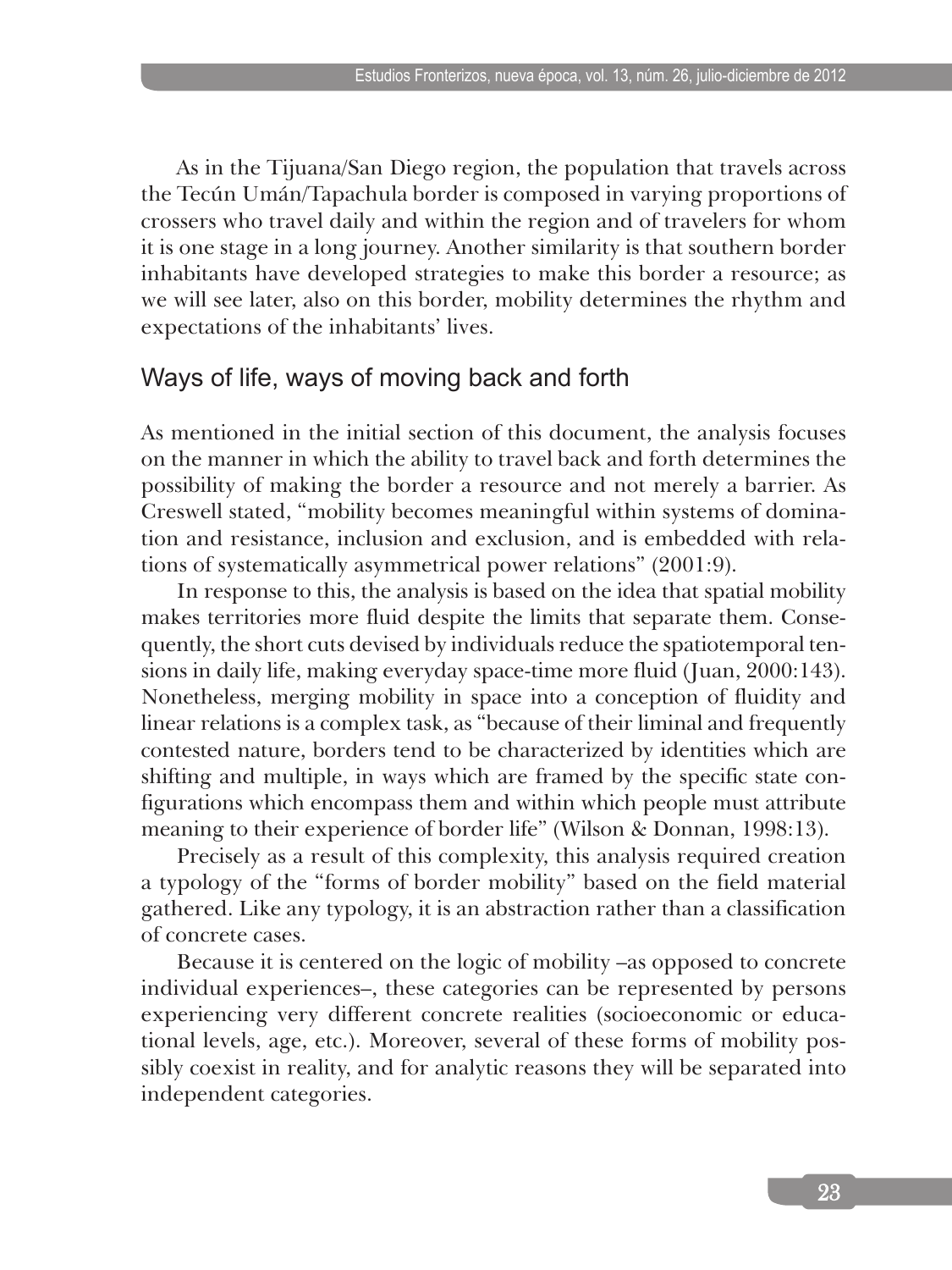As in the Tijuana/San Diego region, the population that travels across the Tecún Umán/Tapachula border is composed in varying proportions of crossers who travel daily and within the region and of travelers for whom it is one stage in a long journey. Another similarity is that southern border inhabitants have developed strategies to make this border a resource; as we will see later, also on this border, mobility determines the rhythm and expectations of the inhabitants' lives.

## Ways of life, ways of moving back and forth

As mentioned in the initial section of this document, the analysis focuses on the manner in which the ability to travel back and forth determines the possibility of making the border a resource and not merely a barrier. As Creswell stated, "mobility becomes meaningful within systems of domination and resistance, inclusion and exclusion, and is embedded with relations of systematically asymmetrical power relations" (2001:9).

In response to this, the analysis is based on the idea that spatial mobility makes territories more fluid despite the limits that separate them. Consequently, the short cuts devised by individuals reduce the spatiotemporal tensions in daily life, making everyday space-time more fluid (Juan, 2000:143). Nonetheless, merging mobility in space into a conception of fluidity and linear relations is a complex task, as "because of their liminal and frequently contested nature, borders tend to be characterized by identities which are shifting and multiple, in ways which are framed by the specific state configurations which encompass them and within which people must attribute meaning to their experience of border life" (Wilson & Donnan, 1998:13).

Precisely as a result of this complexity, this analysis required creation a typology of the "forms of border mobility" based on the field material gathered. Like any typology, it is an abstraction rather than a classification of concrete cases.

Because it is centered on the logic of mobility –as opposed to concrete individual experiences–, these categories can be represented by persons experiencing very different concrete realities (socioeconomic or educational levels, age, etc.). Moreover, several of these forms of mobility possibly coexist in reality, and for analytic reasons they will be separated into independent categories.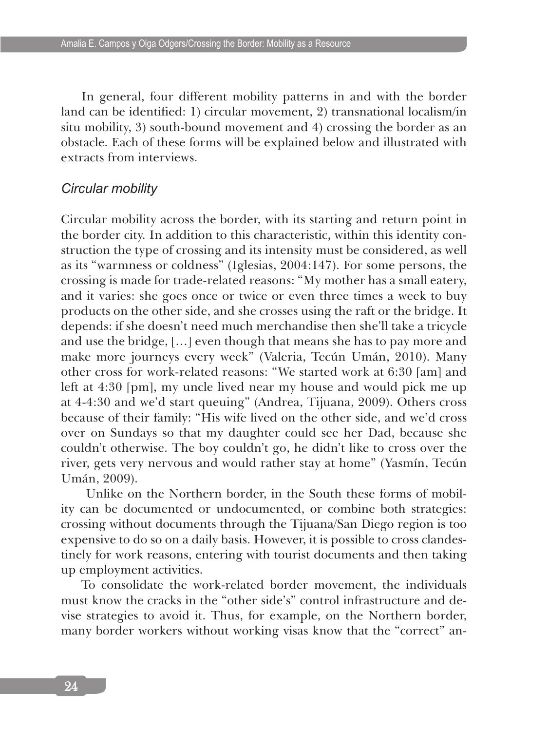In general, four different mobility patterns in and with the border land can be identified: 1) circular movement, 2) transnational localism/in situ mobility, 3) south-bound movement and 4) crossing the border as an obstacle. Each of these forms will be explained below and illustrated with extracts from interviews.

### *Circular mobility*

Circular mobility across the border, with its starting and return point in the border city. In addition to this characteristic, within this identity construction the type of crossing and its intensity must be considered, as well as its "warmness or coldness" (Iglesias, 2004:147). For some persons, the crossing is made for trade-related reasons: "My mother has a small eatery, and it varies: she goes once or twice or even three times a week to buy products on the other side, and she crosses using the raft or the bridge. It depends: if she doesn't need much merchandise then she'll take a tricycle and use the bridge, […] even though that means she has to pay more and make more journeys every week" (Valeria, Tecún Umán, 2010). Many other cross for work-related reasons: "We started work at 6:30 [am] and left at 4:30 [pm], my uncle lived near my house and would pick me up at 4-4:30 and we'd start queuing" (Andrea, Tijuana, 2009). Others cross because of their family: "His wife lived on the other side, and we'd cross over on Sundays so that my daughter could see her Dad, because she couldn't otherwise. The boy couldn't go, he didn't like to cross over the river, gets very nervous and would rather stay at home" (Yasmín, Tecún Umán, 2009).

Unlike on the Northern border, in the South these forms of mobility can be documented or undocumented, or combine both strategies: crossing without documents through the Tijuana/San Diego region is too expensive to do so on a daily basis. However, it is possible to cross clandestinely for work reasons, entering with tourist documents and then taking up employment activities.

To consolidate the work-related border movement, the individuals must know the cracks in the "other side's" control infrastructure and devise strategies to avoid it. Thus, for example, on the Northern border, many border workers without working visas know that the "correct" an-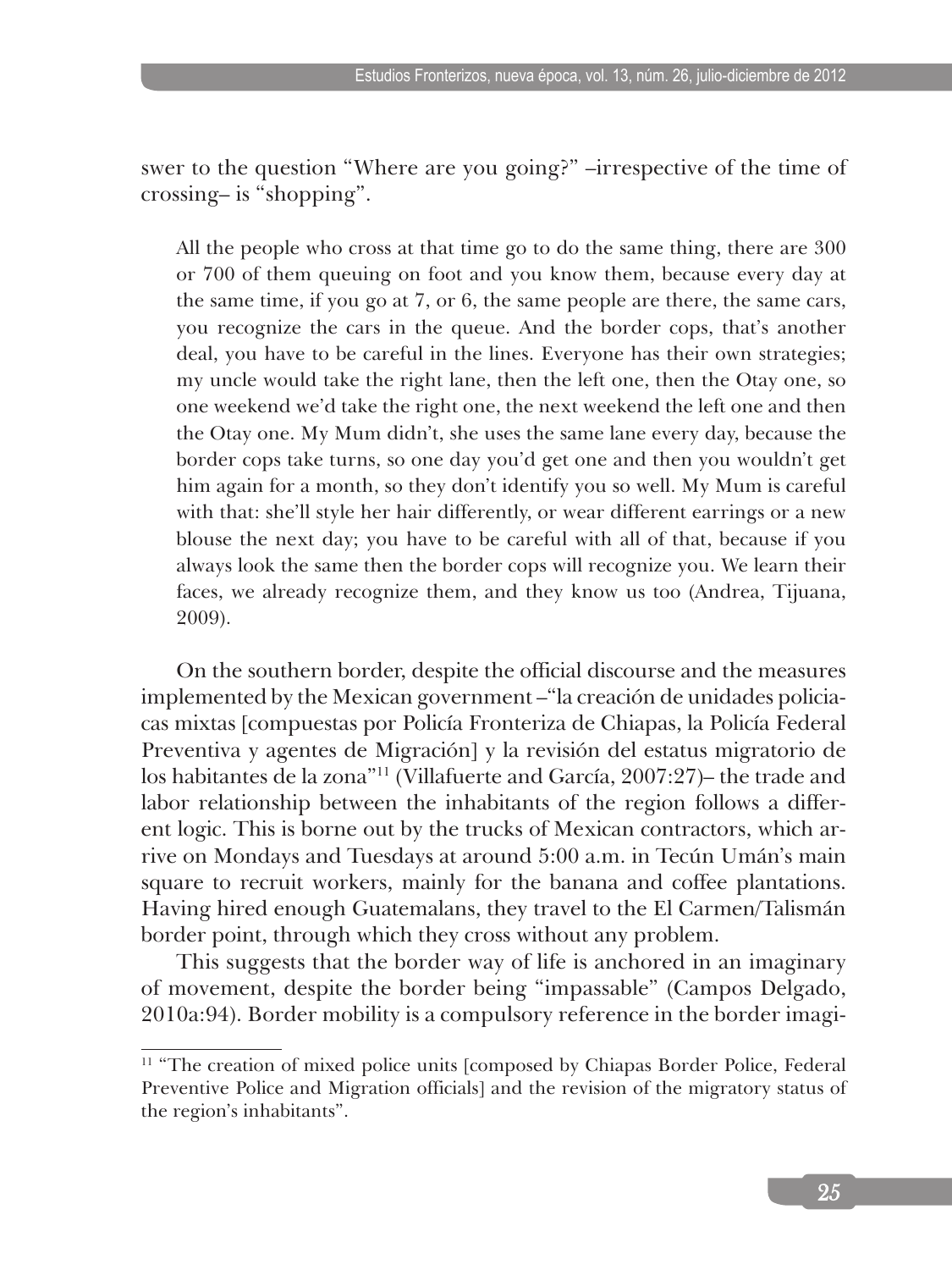swer to the question "Where are you going?" –irrespective of the time of crossing– is "shopping".

> All the people who cross at that time go to do the same thing, there are 300 or 700 of them queuing on foot and you know them, because every day at the same time, if you go at 7, or 6, the same people are there, the same cars, you recognize the cars in the queue. And the border cops, that's another deal, you have to be careful in the lines. Everyone has their own strategies; my uncle would take the right lane, then the left one, then the Otay one, so one weekend we'd take the right one, the next weekend the left one and then the Otay one. My Mum didn't, she uses the same lane every day, because the border cops take turns, so one day you'd get one and then you wouldn't get him again for a month, so they don't identify you so well. My Mum is careful with that: she'll style her hair differently, or wear different earrings or a new blouse the next day; you have to be careful with all of that, because if you always look the same then the border cops will recognize you. We learn their faces, we already recognize them, and they know us too (Andrea, Tijuana, 2009).

On the southern border, despite the official discourse and the measures implemented by the Mexican government –"la creación de unidades policiacas mixtas [compuestas por Policía Fronteriza de Chiapas, la Policía Federal Preventiva y agentes de Migración] y la revisión del estatus migratorio de los habitantes de la zona"[11] (Villafuerte and García, 2007:27)– the trade and labor relationship between the inhabitants of the region follows a different logic. This is borne out by the trucks of Mexican contractors, which arrive on Mondays and Tuesdays at around 5:00 a.m. in Tecún Umán's main square to recruit workers, mainly for the banana and coffee plantations. Having hired enough Guatemalans, they travel to the El Carmen/Talismán border point, through which they cross without any problem.

This suggests that the border way of life is anchored in an imaginary of movement, despite the border being "impassable" (Campos Delgado, 2010a:94). Border mobility is a compulsory reference in the border imagi-

---

[11] "The creation of mixed police units [composed by Chiapas Border Police, Federal Preventive Police and Migration officials] and the revision of the migratory status of the region's inhabitants".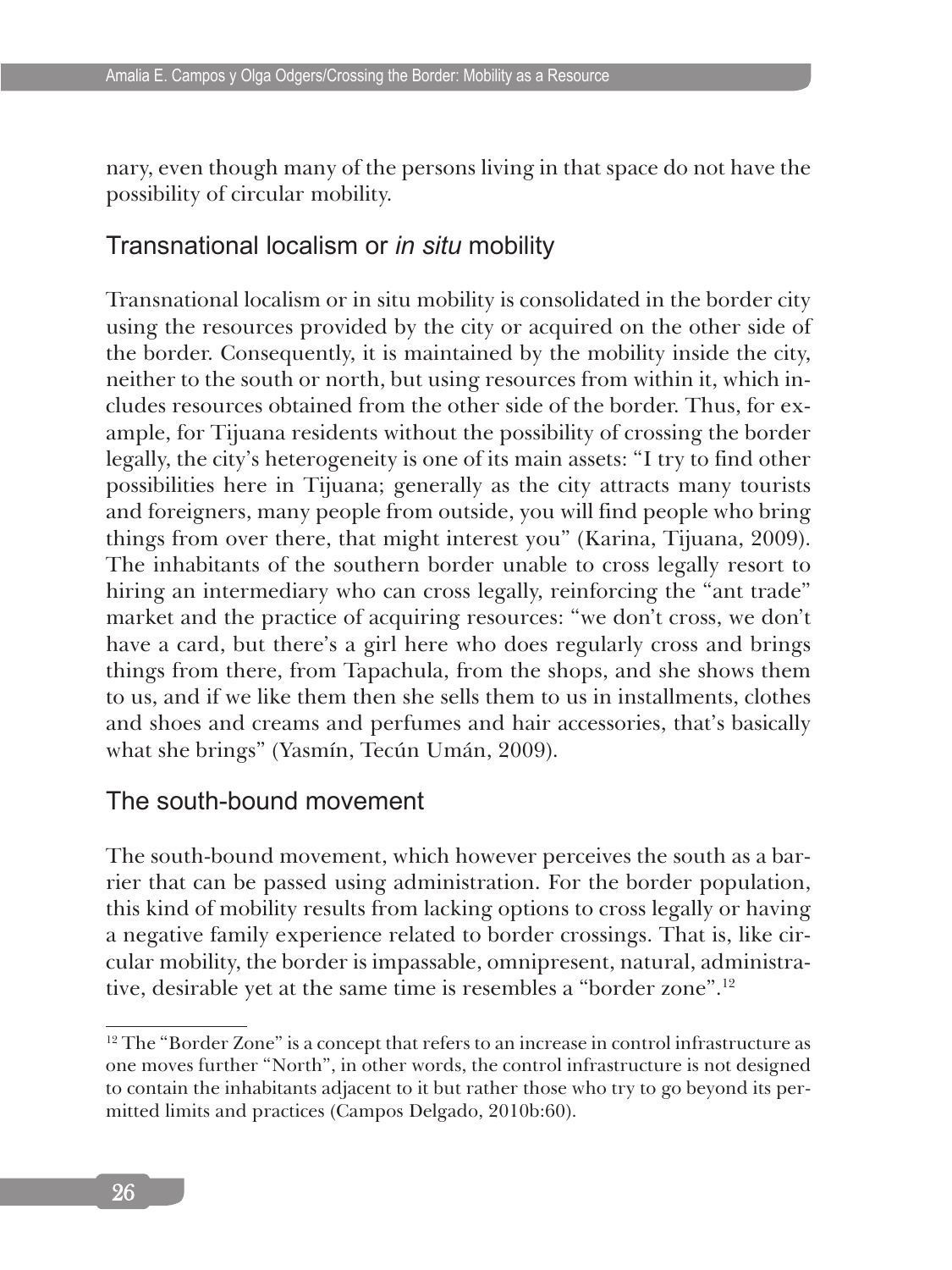nary, even though many of the persons living in that space do not have the possibility of circular mobility.

## Transnational localism or *in situ* mobility

Transnational localism or in situ mobility is consolidated in the border city using the resources provided by the city or acquired on the other side of the border. Consequently, it is maintained by the mobility inside the city, neither to the south or north, but using resources from within it, which includes resources obtained from the other side of the border. Thus, for example, for Tijuana residents without the possibility of crossing the border legally, the city's heterogeneity is one of its main assets: "I try to find other possibilities here in Tijuana; generally as the city attracts many tourists and foreigners, many people from outside, you will find people who bring things from over there, that might interest you" (Karina, Tijuana, 2009). The inhabitants of the southern border unable to cross legally resort to hiring an intermediary who can cross legally, reinforcing the "ant trade" market and the practice of acquiring resources: "we don't cross, we don't have a card, but there's a girl here who does regularly cross and brings things from there, from Tapachula, from the shops, and she shows them to us, and if we like them then she sells them to us in installments, clothes and shoes and creams and perfumes and hair accessories, that's basically what she brings" (Yasmín, Tecún Umán, 2009).

## The south-bound movement

The south-bound movement, which however perceives the south as a barrier that can be passed using administration. For the border population, this kind of mobility results from lacking options to cross legally or having a negative family experience related to border crossings. That is, like circular mobility, the border is impassable, omnipresent, natural, administrative, desirable yet at the same time is resembles a "border zone".[12]

[12] The "Border Zone" is a concept that refers to an increase in control infrastructure as one moves further "North", in other words, the control infrastructure is not designed to contain the inhabitants adjacent to it but rather those who try to go beyond its permitted limits and practices (Campos Delgado, 2010b:60).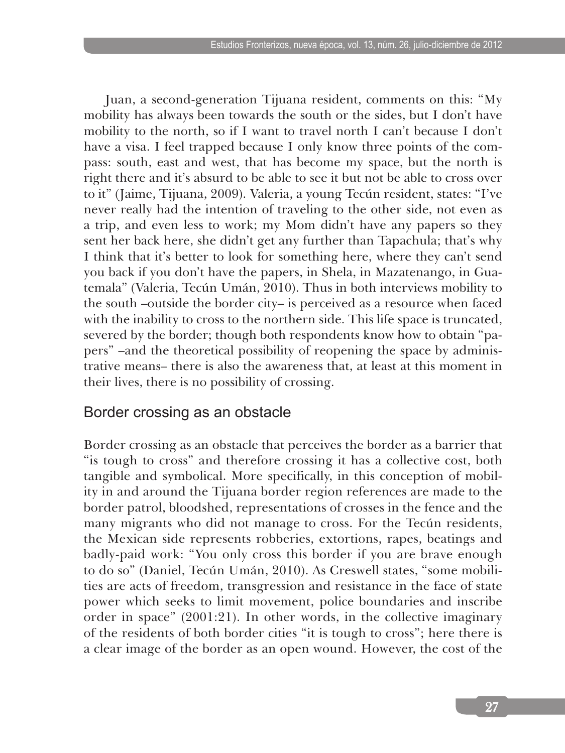Juan, a second-generation Tijuana resident, comments on this: "My mobility has always been towards the south or the sides, but I don't have mobility to the north, so if I want to travel north I can't because I don't have a visa. I feel trapped because I only know three points of the compass: south, east and west, that has become my space, but the north is right there and it's absurd to be able to see it but not be able to cross over to it" (Jaime, Tijuana, 2009). Valeria, a young Tecún resident, states: "I've never really had the intention of traveling to the other side, not even as a trip, and even less to work; my Mom didn't have any papers so they sent her back here, she didn't get any further than Tapachula; that's why I think that it's better to look for something here, where they can't send you back if you don't have the papers, in Shela, in Mazatenango, in Guatemala" (Valeria, Tecún Umán, 2010). Thus in both interviews mobility to the south –outside the border city– is perceived as a resource when faced with the inability to cross to the northern side. This life space is truncated, severed by the border; though both respondents know how to obtain "papers" –and the theoretical possibility of reopening the space by administrative means– there is also the awareness that, at least at this moment in their lives, there is no possibility of crossing.

## Border crossing as an obstacle

Border crossing as an obstacle that perceives the border as a barrier that "is tough to cross" and therefore crossing it has a collective cost, both tangible and symbolical. More specifically, in this conception of mobility in and around the Tijuana border region references are made to the border patrol, bloodshed, representations of crosses in the fence and the many migrants who did not manage to cross. For the Tecún residents, the Mexican side represents robberies, extortions, rapes, beatings and badly-paid work: "You only cross this border if you are brave enough to do so" (Daniel, Tecún Umán, 2010). As Creswell states, "some mobilities are acts of freedom, transgression and resistance in the face of state power which seeks to limit movement, police boundaries and inscribe order in space" (2001:21). In other words, in the collective imaginary of the residents of both border cities "it is tough to cross"; here there is a clear image of the border as an open wound. However, the cost of the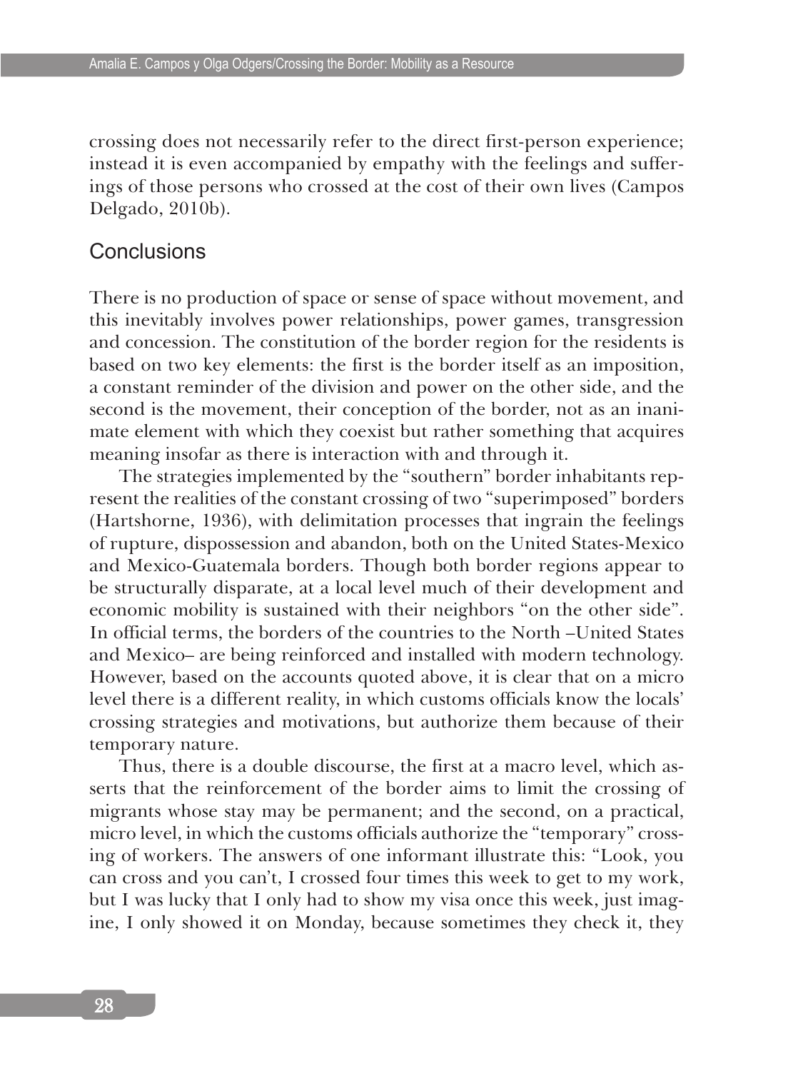crossing does not necessarily refer to the direct first-person experience; instead it is even accompanied by empathy with the feelings and sufferings of those persons who crossed at the cost of their own lives (Campos Delgado, 2010b).

## Conclusions

There is no production of space or sense of space without movement, and this inevitably involves power relationships, power games, transgression and concession. The constitution of the border region for the residents is based on two key elements: the first is the border itself as an imposition, a constant reminder of the division and power on the other side, and the second is the movement, their conception of the border, not as an inanimate element with which they coexist but rather something that acquires meaning insofar as there is interaction with and through it.

The strategies implemented by the "southern" border inhabitants represent the realities of the constant crossing of two "superimposed" borders (Hartshorne, 1936), with delimitation processes that ingrain the feelings of rupture, dispossession and abandon, both on the United States-Mexico and Mexico-Guatemala borders. Though both border regions appear to be structurally disparate, at a local level much of their development and economic mobility is sustained with their neighbors "on the other side". In official terms, the borders of the countries to the North –United States and Mexico– are being reinforced and installed with modern technology. However, based on the accounts quoted above, it is clear that on a micro level there is a different reality, in which customs officials know the locals' crossing strategies and motivations, but authorize them because of their temporary nature.

Thus, there is a double discourse, the first at a macro level, which asserts that the reinforcement of the border aims to limit the crossing of migrants whose stay may be permanent; and the second, on a practical, micro level, in which the customs officials authorize the "temporary" crossing of workers. The answers of one informant illustrate this: "Look, you can cross and you can't, I crossed four times this week to get to my work, but I was lucky that I only had to show my visa once this week, just imagine, I only showed it on Monday, because sometimes they check it, they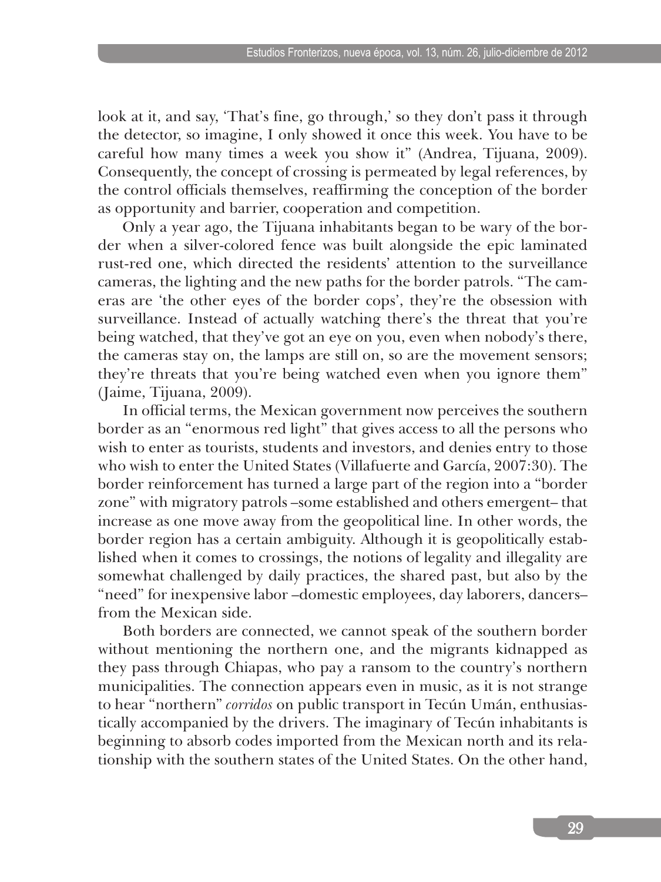look at it, and say, 'That's fine, go through,' so they don't pass it through the detector, so imagine, I only showed it once this week. You have to be careful how many times a week you show it" (Andrea, Tijuana, 2009). Consequently, the concept of crossing is permeated by legal references, by the control officials themselves, reaffirming the conception of the border as opportunity and barrier, cooperation and competition.

Only a year ago, the Tijuana inhabitants began to be wary of the border when a silver-colored fence was built alongside the epic laminated rust-red one, which directed the residents' attention to the surveillance cameras, the lighting and the new paths for the border patrols. "The cameras are 'the other eyes of the border cops', they're the obsession with surveillance. Instead of actually watching there's the threat that you're being watched, that they've got an eye on you, even when nobody's there, the cameras stay on, the lamps are still on, so are the movement sensors; they're threats that you're being watched even when you ignore them" (Jaime, Tijuana, 2009).

In official terms, the Mexican government now perceives the southern border as an "enormous red light" that gives access to all the persons who wish to enter as tourists, students and investors, and denies entry to those who wish to enter the United States (Villafuerte and García, 2007:30). The border reinforcement has turned a large part of the region into a "border zone" with migratory patrols –some established and others emergent– that increase as one move away from the geopolitical line. In other words, the border region has a certain ambiguity. Although it is geopolitically established when it comes to crossings, the notions of legality and illegality are somewhat challenged by daily practices, the shared past, but also by the "need" for inexpensive labor –domestic employees, day laborers, dancers– from the Mexican side.

Both borders are connected, we cannot speak of the southern border without mentioning the northern one, and the migrants kidnapped as they pass through Chiapas, who pay a ransom to the country's northern municipalities. The connection appears even in music, as it is not strange to hear "northern" *corridos* on public transport in Tecún Umán, enthusiastically accompanied by the drivers. The imaginary of Tecún inhabitants is beginning to absorb codes imported from the Mexican north and its relationship with the southern states of the United States. On the other hand,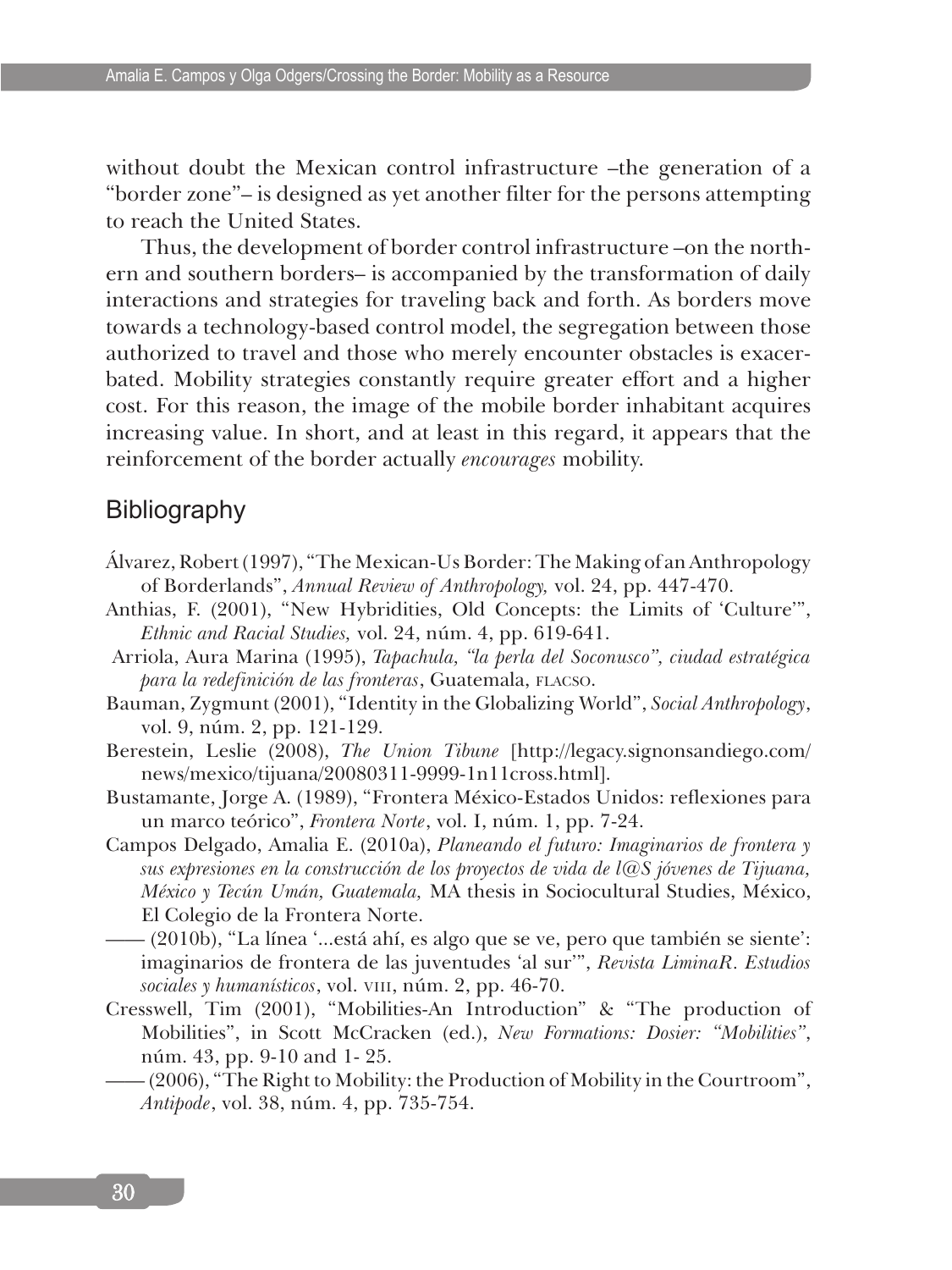without doubt the Mexican control infrastructure –the generation of a "border zone"– is designed as yet another filter for the persons attempting to reach the United States.

Thus, the development of border control infrastructure –on the northern and southern borders– is accompanied by the transformation of daily interactions and strategies for traveling back and forth. As borders move towards a technology-based control model, the segregation between those authorized to travel and those who merely encounter obstacles is exacerbated. Mobility strategies constantly require greater effort and a higher cost. For this reason, the image of the mobile border inhabitant acquires increasing value. In short, and at least in this regard, it appears that the reinforcement of the border actually *encourages* mobility.

## Bibliography

Álvarez, Robert (1997), "The Mexican-Us Border: The Making of an Anthropology of Borderlands", *Annual Review of Anthropology,* vol. 24, pp. 447-470.

Anthias, F. (2001), "New Hybridities, Old Concepts: the Limits of 'Culture'", *Ethnic and Racial Studies,* vol. 24, núm. 4, pp. 619-641.

Arriola, Aura Marina (1995), *Tapachula, "la perla del Soconusco", ciudad estratégica para la redefinición de las fronteras*, Guatemala, FLACSO.

Bauman, Zygmunt (2001), "Identity in the Globalizing World", *Social Anthropology*, vol. 9, núm. 2, pp. 121-129.

Berestein, Leslie (2008), *The Union Tibune* [http://legacy.signonsandiego.com/news/mexico/tijuana/20080311-9999-1n11cross.html].

Bustamante, Jorge A. (1989), "Frontera México-Estados Unidos: reflexiones para un marco teórico", *Frontera Norte*, vol. I, núm. 1, pp. 7-24.

Campos Delgado, Amalia E. (2010a), *Planeando el futuro: Imaginarios de frontera y sus expresiones en la construcción de los proyectos de vida de l@S jóvenes de Tijuana, México y Tecún Umán, Guatemala,* MA thesis in Sociocultural Studies, México, El Colegio de la Frontera Norte.

—— (2010b), "La línea '...está ahí, es algo que se ve, pero que también se siente': imaginarios de frontera de las juventudes 'al sur'", *Revista LiminaR. Estudios sociales y humanísticos*, vol. VIII, núm. 2, pp. 46-70.

Cresswell, Tim (2001), "Mobilities-An Introduction" & "The production of Mobilities", in Scott McCracken (ed.), *New Formations: Dosier: "Mobilities"*, núm. 43, pp. 9-10 and 1- 25.

—— (2006), "The Right to Mobility: the Production of Mobility in the Courtroom", *Antipode*, vol. 38, núm. 4, pp. 735-754.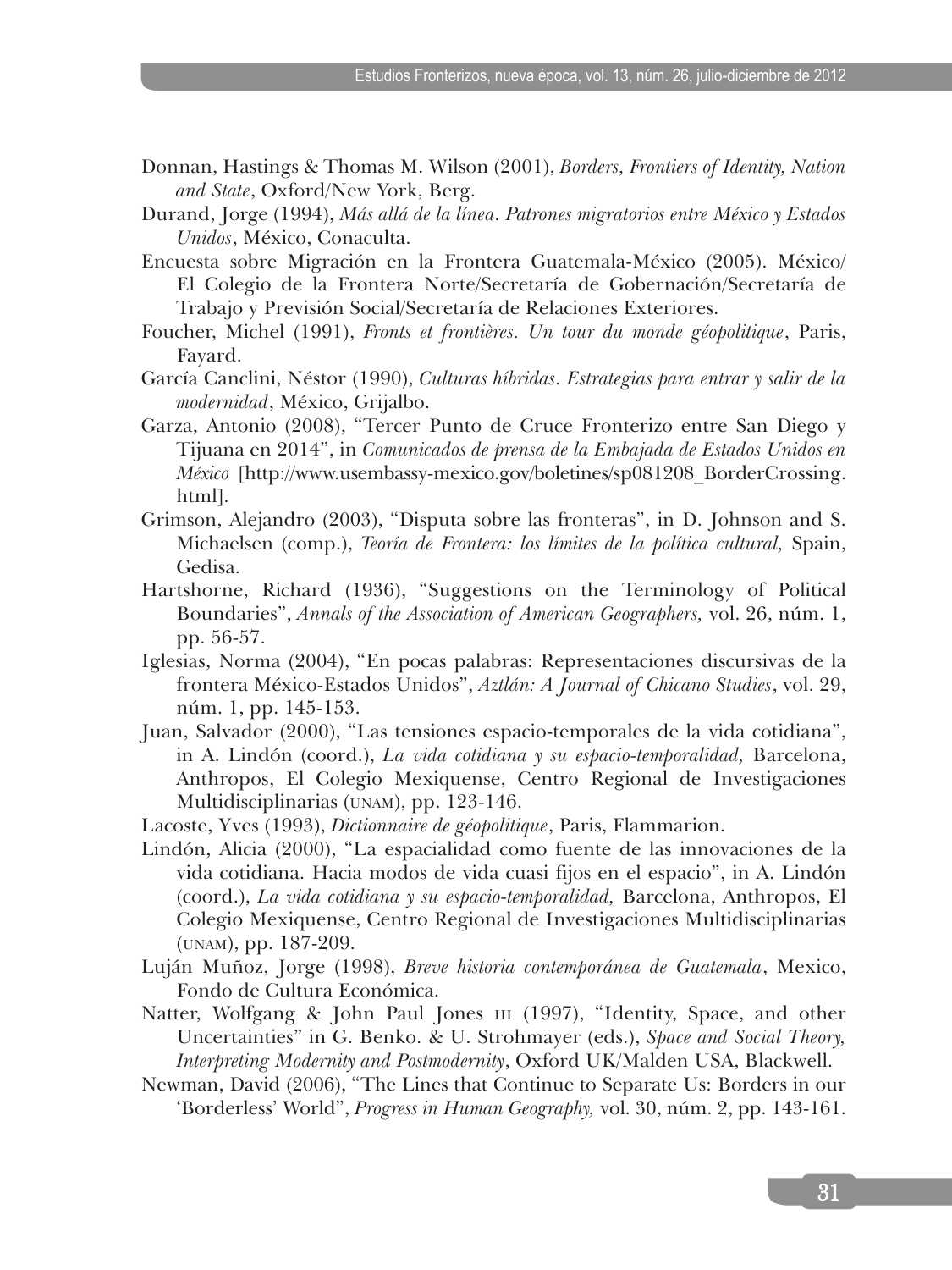Donnan, Hastings & Thomas M. Wilson (2001), *Borders, Frontiers of Identity, Nation and State*, Oxford/New York, Berg.

Durand, Jorge (1994), *Más allá de la línea. Patrones migratorios entre México y Estados Unidos*, México, Conaculta.

Encuesta sobre Migración en la Frontera Guatemala-México (2005). México/ El Colegio de la Frontera Norte/Secretaría de Gobernación/Secretaría de Trabajo y Previsión Social/Secretaría de Relaciones Exteriores.

Foucher, Michel (1991), *Fronts et frontières. Un tour du monde géopolitique*, Paris, Fayard.

García Canclini, Néstor (1990), *Culturas híbridas. Estrategias para entrar y salir de la modernidad*, México, Grijalbo.

Garza, Antonio (2008), "Tercer Punto de Cruce Fronterizo entre San Diego y Tijuana en 2014", in *Comunicados de prensa de la Embajada de Estados Unidos en México* [http://www.usembassy-mexico.gov/boletines/sp081208_BorderCrossing.html].

Grimson, Alejandro (2003), "Disputa sobre las fronteras", in D. Johnson and S. Michaelsen (comp.), *Teoría de Frontera: los límites de la política cultural,* Spain, Gedisa.

Hartshorne, Richard (1936), "Suggestions on the Terminology of Political Boundaries", *Annals of the Association of American Geographers,* vol. 26, núm. 1, pp. 56-57.

Iglesias, Norma (2004), "En pocas palabras: Representaciones discursivas de la frontera México-Estados Unidos", *Aztlán: A Journal of Chicano Studies*, vol. 29, núm. 1, pp. 145-153.

Juan, Salvador (2000), "Las tensiones espacio-temporales de la vida cotidiana", in A. Lindón (coord.), *La vida cotidiana y su espacio-temporalidad,* Barcelona, Anthropos, El Colegio Mexiquense, Centro Regional de Investigaciones Multidisciplinarias (UNAM), pp. 123-146.

Lacoste, Yves (1993), *Dictionnaire de géopolitique*, Paris, Flammarion.

Lindón, Alicia (2000), "La espacialidad como fuente de las innovaciones de la vida cotidiana. Hacia modos de vida cuasi fijos en el espacio", in A. Lindón (coord.), *La vida cotidiana y su espacio-temporalidad,* Barcelona, Anthropos, El Colegio Mexiquense, Centro Regional de Investigaciones Multidisciplinarias (UNAM), pp. 187-209.

Luján Muñoz, Jorge (1998), *Breve historia contemporánea de Guatemala*, Mexico, Fondo de Cultura Económica.

Natter, Wolfgang & John Paul Jones III (1997), "Identity, Space, and other Uncertainties" in G. Benko. & U. Strohmayer (eds.), *Space and Social Theory, Interpreting Modernity and Postmodernity*, Oxford UK/Malden USA, Blackwell.

Newman, David (2006), "The Lines that Continue to Separate Us: Borders in our 'Borderless' World", *Progress in Human Geography,* vol. 30, núm. 2, pp. 143-161.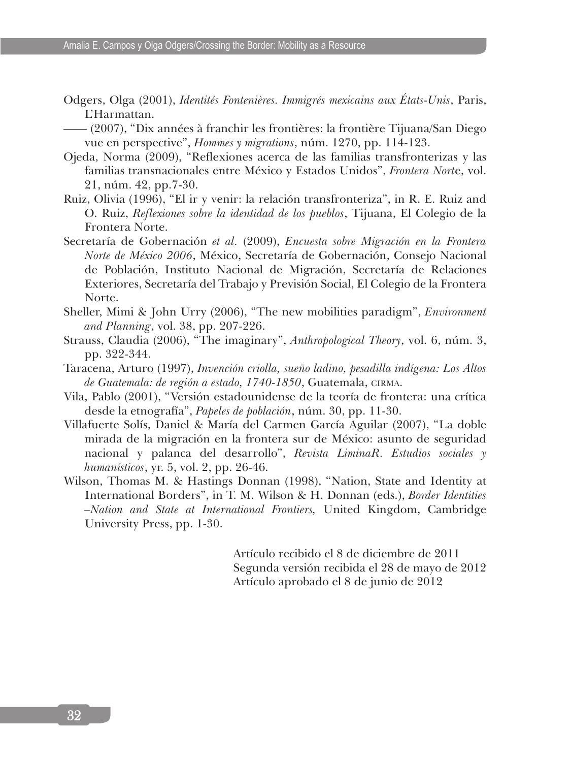Odgers, Olga (2001), *Identités Fontenières. Immigrés mexicains aux États-Unis*, Paris, L'Harmattan.

—— (2007), "Dix années à franchir les frontières: la frontière Tijuana/San Diego vue en perspective", *Hommes y migrations*, núm. 1270, pp. 114-123.

Ojeda, Norma (2009), "Reflexiones acerca de las familias transfronterizas y las familias transnacionales entre México y Estados Unidos", *Frontera Norte*, vol. 21, núm. 42, pp.7-30.

Ruiz, Olivia (1996), "El ir y venir: la relación transfronteriza", in R. E. Ruiz and O. Ruiz, *Reflexiones sobre la identidad de los pueblos*, Tijuana, El Colegio de la Frontera Norte.

Secretaría de Gobernación *et al*. (2009), *Encuesta sobre Migración en la Frontera Norte de México 2006*, México, Secretaría de Gobernación, Consejo Nacional de Población, Instituto Nacional de Migración, Secretaría de Relaciones Exteriores, Secretaría del Trabajo y Previsión Social, El Colegio de la Frontera Norte.

Sheller, Mimi & John Urry (2006), "The new mobilities paradigm", *Environment and Planning*, vol. 38, pp. 207-226.

Strauss, Claudia (2006), "The imaginary", *Anthropological Theory*, vol. 6, núm. 3, pp. 322-344.

Taracena, Arturo (1997), *Invención criolla, sueño ladino, pesadilla indígena: Los Altos de Guatemala: de región a estado, 1740-1850*, Guatemala, CIRMA.

Vila, Pablo (2001), "Versión estadounidense de la teoría de frontera: una crítica desde la etnografía", *Papeles de población*, núm. 30, pp. 11-30.

Villafuerte Solís, Daniel & María del Carmen García Aguilar (2007), "La doble mirada de la migración en la frontera sur de México: asunto de seguridad nacional y palanca del desarrollo", *Revista LiminaR. Estudios sociales y humanísticos*, yr. 5, vol. 2, pp. 26-46.

Wilson, Thomas M. & Hastings Donnan (1998), "Nation, State and Identity at International Borders", in T. M. Wilson & H. Donnan (eds.), *Border Identities –Nation and State at International Frontiers,* United Kingdom, Cambridge University Press, pp. 1-30.

Artículo recibido el 8 de diciembre de 2011
Segunda versión recibida el 28 de mayo de 2012
Artículo aprobado el 8 de junio de 2012